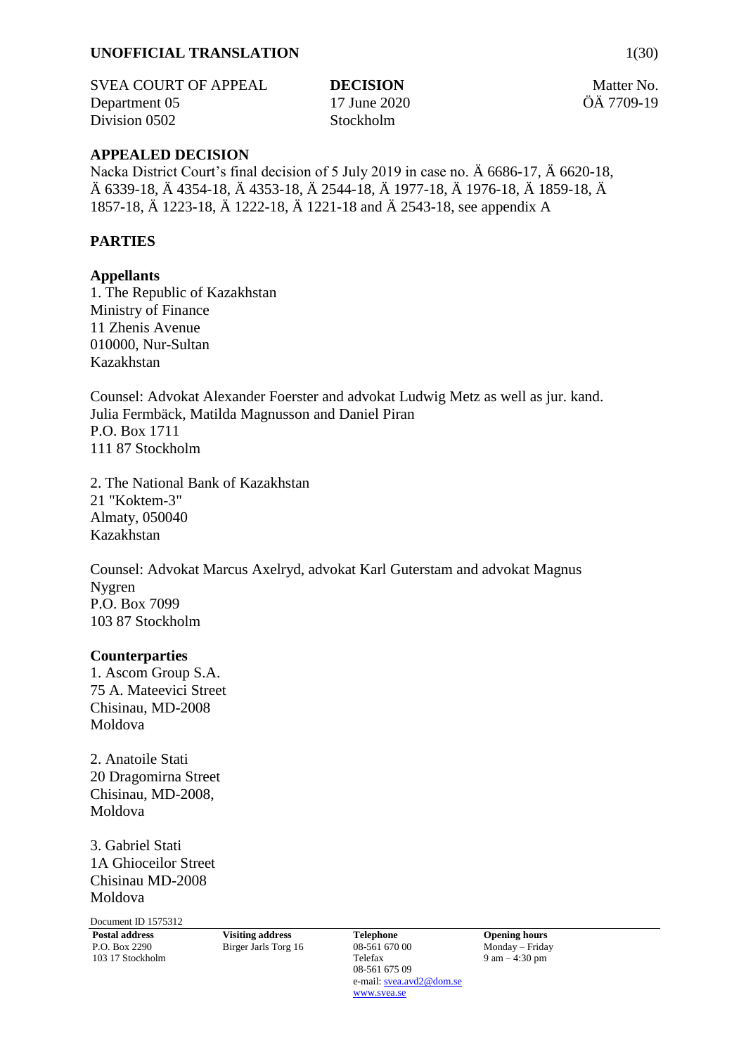**UNOFFICIAL TRANSLATION**

SVEA COURT OF APPEAL
Department 05
Division 0502

**DECISION**
17 June 2020
Stockholm

Matter No.
ÖÄ 7709-19

## APPEALED DECISION

Nacka District Court's final decision of 5 July 2019 in case no. Ä 6686-17, Ä 6620-18, Ä 6339-18, Ä 4354-18, Ä 4353-18, Ä 2544-18, Ä 1977-18, Ä 1976-18, Ä 1859-18, Ä 1857-18, Ä 1223-18, Ä 1222-18, Ä 1221-18 and Ä 2543-18, see appendix A

## PARTIES

### Appellants

1. The Republic of Kazakhstan
Ministry of Finance
11 Zhenis Avenue
010000, Nur-Sultan
Kazakhstan

Counsel: Advokat Alexander Foerster and advokat Ludwig Metz as well as jur. kand. Julia Fermbäck, Matilda Magnusson and Daniel Piran
P.O. Box 1711
111 87 Stockholm

2. The National Bank of Kazakhstan
21 "Koktem-3"
Almaty, 050040
Kazakhstan

Counsel: Advokat Marcus Axelryd, advokat Karl Guterstam and advokat Magnus Nygren
P.O. Box 7099
103 87 Stockholm

### Counterparties

1. Ascom Group S.A.
75 A. Mateevici Street
Chisinau, MD-2008
Moldova

2. Anatoile Stati
20 Dragomirna Street
Chisinau, MD-2008,
Moldova

3. Gabriel Stati
1A Ghioceilor Street
Chisinau MD-2008
Moldova

Document ID 1575312

| **Postal address** | **Visiting address** | **Telephone** | **Opening hours** |
|---|---|---|---|
| P.O. Box 2290<br>103 17 Stockholm | Birger Jarls Torg 16 | 08-561 670 00<br>Telefax<br>08-561 675 09<br>e-mail: svea.avd2@dom.se<br>www.svea.se | Monday – Friday<br>9 am – 4:30 pm |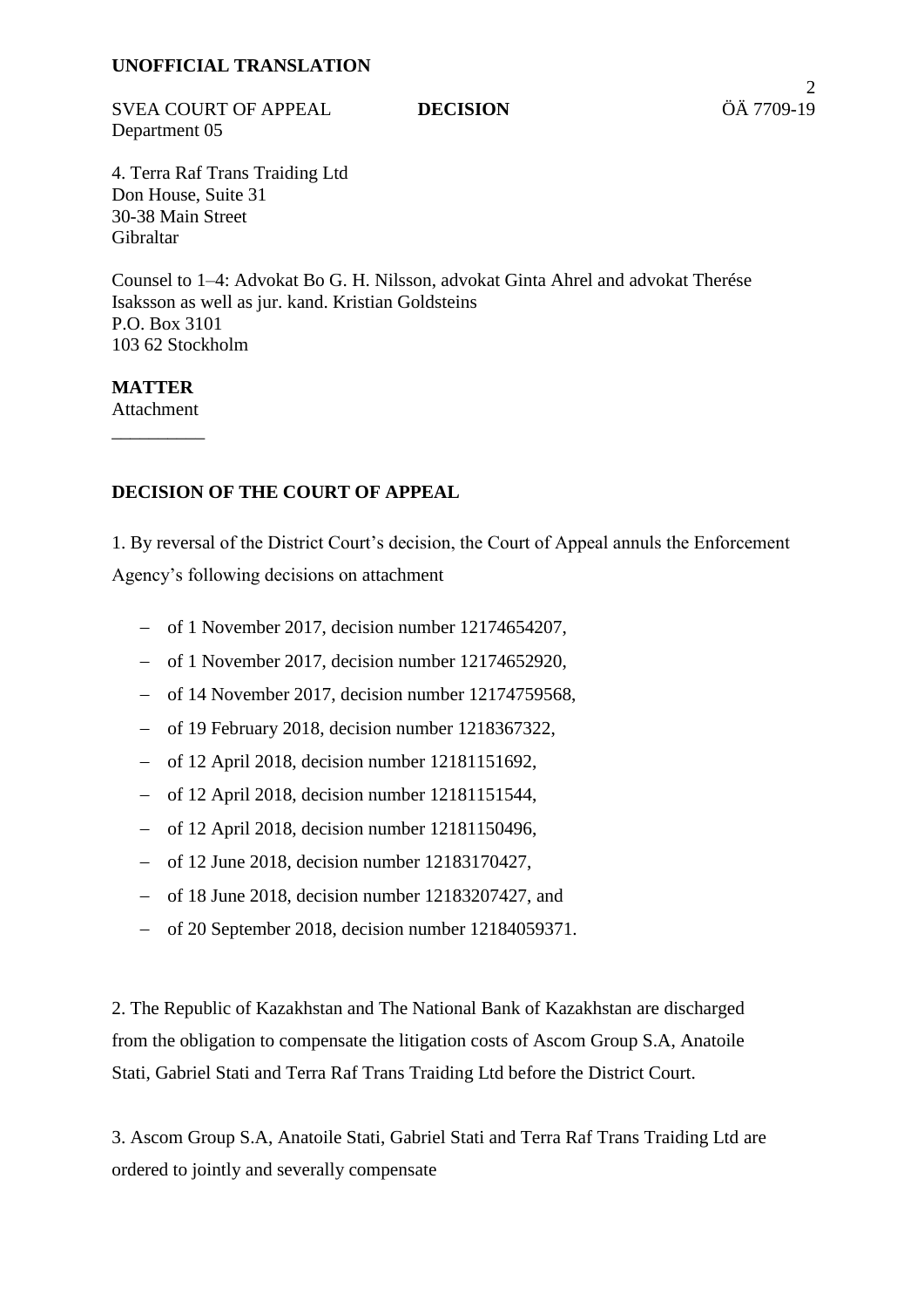**UNOFFICIAL TRANSLATION**

SVEA COURT OF APPEAL **DECISION** ÖÄ 7709-19
Department 05

4. Terra Raf Trans Traiding Ltd
Don House, Suite 31
30-38 Main Street
Gibraltar

Counsel to 1–4: Advokat Bo G. H. Nilsson, advokat Ginta Ahrel and advokat Therése Isaksson as well as jur. kand. Kristian Goldsteins
P.O. Box 3101
103 62 Stockholm

**MATTER**
Attachment

__________

**DECISION OF THE COURT OF APPEAL**

1. By reversal of the District Court's decision, the Court of Appeal annuls the Enforcement Agency's following decisions on attachment

- of 1 November 2017, decision number 12174654207,
- of 1 November 2017, decision number 12174652920,
- of 14 November 2017, decision number 12174759568,
- of 19 February 2018, decision number 1218367322,
- of 12 April 2018, decision number 12181151692,
- of 12 April 2018, decision number 12181151544,
- of 12 April 2018, decision number 12181150496,
- of 12 June 2018, decision number 12183170427,
- of 18 June 2018, decision number 12183207427, and
- of 20 September 2018, decision number 12184059371.

2. The Republic of Kazakhstan and The National Bank of Kazakhstan are discharged from the obligation to compensate the litigation costs of Ascom Group S.A, Anatoile Stati, Gabriel Stati and Terra Raf Trans Traiding Ltd before the District Court.

3. Ascom Group S.A, Anatoile Stati, Gabriel Stati and Terra Raf Trans Traiding Ltd are ordered to jointly and severally compensate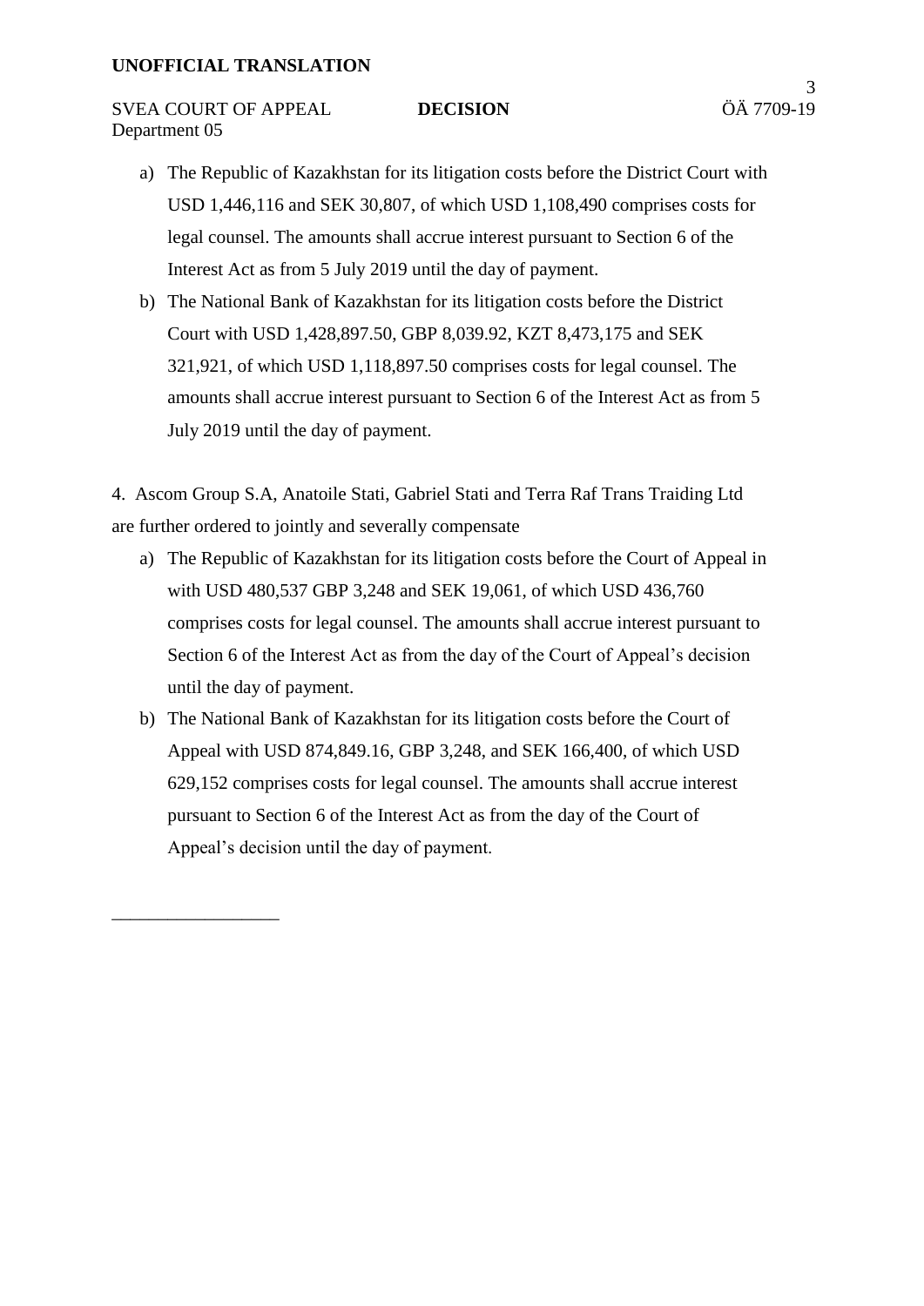a) The Republic of Kazakhstan for its litigation costs before the District Court with USD 1,446,116 and SEK 30,807, of which USD 1,108,490 comprises costs for legal counsel. The amounts shall accrue interest pursuant to Section 6 of the Interest Act as from 5 July 2019 until the day of payment.

b) The National Bank of Kazakhstan for its litigation costs before the District Court with USD 1,428,897.50, GBP 8,039.92, KZT 8,473,175 and SEK 321,921, of which USD 1,118,897.50 comprises costs for legal counsel. The amounts shall accrue interest pursuant to Section 6 of the Interest Act as from 5 July 2019 until the day of payment.

4. Ascom Group S.A, Anatoile Stati, Gabriel Stati and Terra Raf Trans Traiding Ltd are further ordered to jointly and severally compensate

a) The Republic of Kazakhstan for its litigation costs before the Court of Appeal in with USD 480,537 GBP 3,248 and SEK 19,061, of which USD 436,760 comprises costs for legal counsel. The amounts shall accrue interest pursuant to Section 6 of the Interest Act as from the day of the Court of Appeal's decision until the day of payment.

b) The National Bank of Kazakhstan for its litigation costs before the Court of Appeal with USD 874,849.16, GBP 3,248, and SEK 166,400, of which USD 629,152 comprises costs for legal counsel. The amounts shall accrue interest pursuant to Section 6 of the Interest Act as from the day of the Court of Appeal's decision until the day of payment.

\_\_\_\_\_\_\_\_\_\_\_\_\_\_\_\_\_\_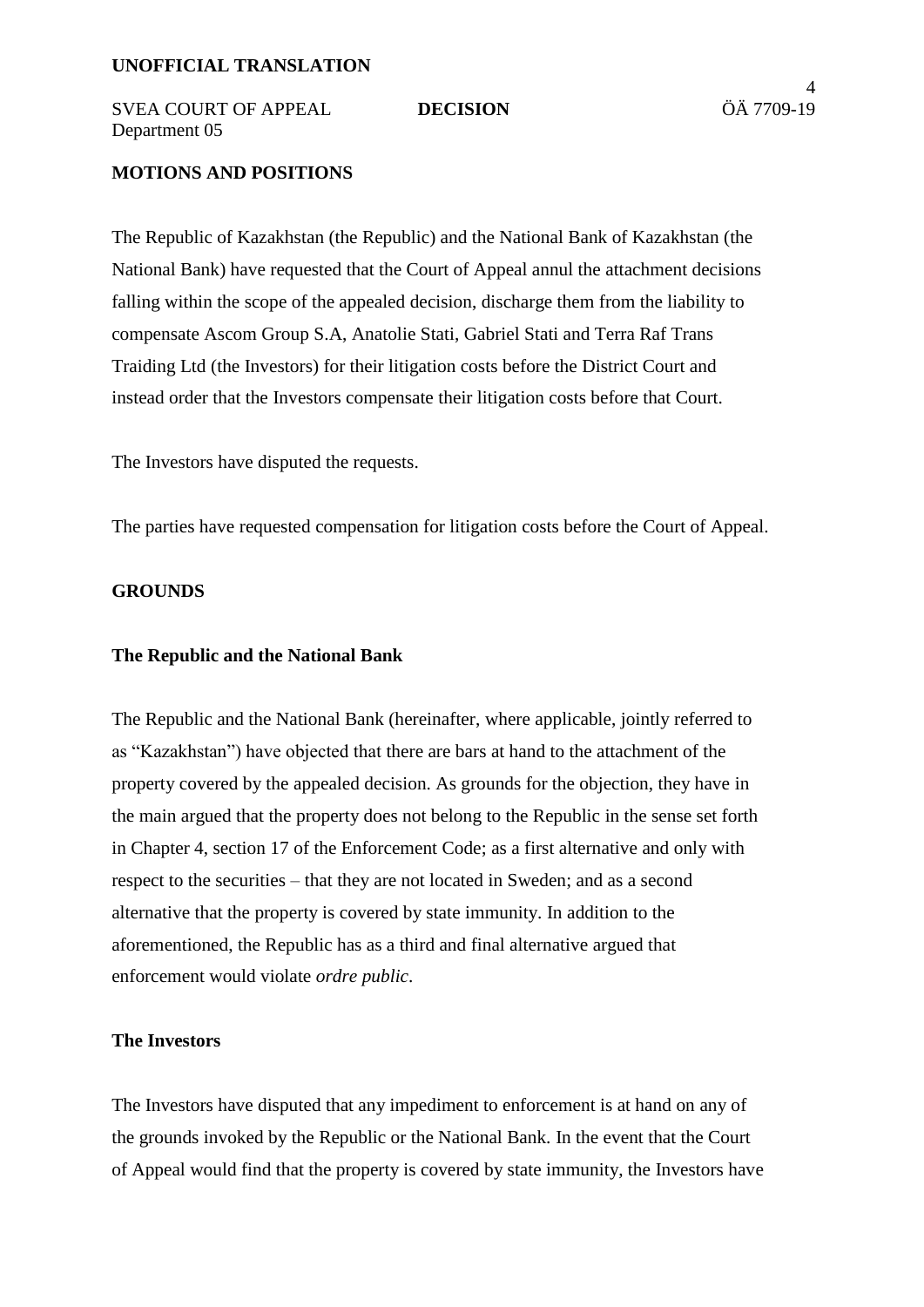## MOTIONS AND POSITIONS

The Republic of Kazakhstan (the Republic) and the National Bank of Kazakhstan (the National Bank) have requested that the Court of Appeal annul the attachment decisions falling within the scope of the appealed decision, discharge them from the liability to compensate Ascom Group S.A, Anatolie Stati, Gabriel Stati and Terra Raf Trans Traiding Ltd (the Investors) for their litigation costs before the District Court and instead order that the Investors compensate their litigation costs before that Court.

The Investors have disputed the requests.

The parties have requested compensation for litigation costs before the Court of Appeal.

## GROUNDS

### The Republic and the National Bank

The Republic and the National Bank (hereinafter, where applicable, jointly referred to as "Kazakhstan") have objected that there are bars at hand to the attachment of the property covered by the appealed decision. As grounds for the objection, they have in the main argued that the property does not belong to the Republic in the sense set forth in Chapter 4, section 17 of the Enforcement Code; as a first alternative and only with respect to the securities – that they are not located in Sweden; and as a second alternative that the property is covered by state immunity. In addition to the aforementioned, the Republic has as a third and final alternative argued that enforcement would violate *ordre public*.

### The Investors

The Investors have disputed that any impediment to enforcement is at hand on any of the grounds invoked by the Republic or the National Bank. In the event that the Court of Appeal would find that the property is covered by state immunity, the Investors have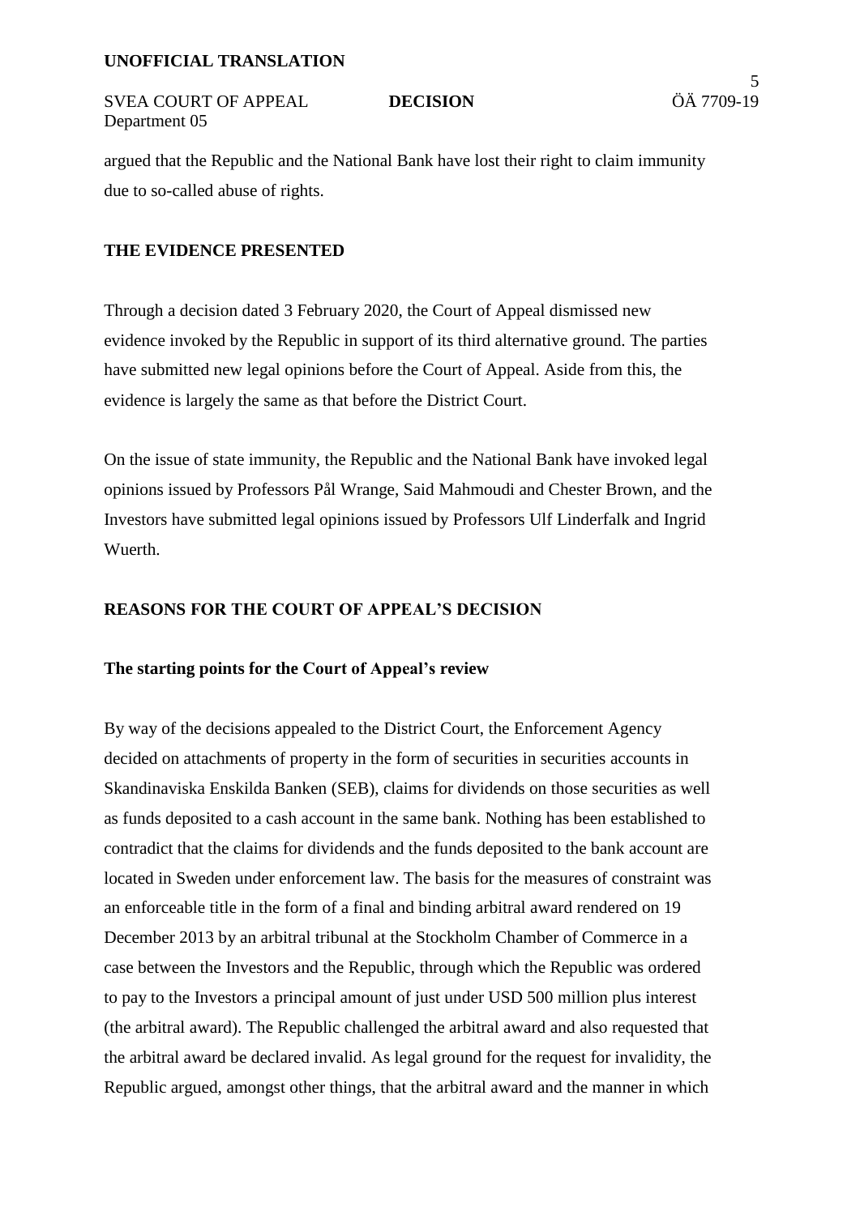argued that the Republic and the National Bank have lost their right to claim immunity due to so-called abuse of rights.

## THE EVIDENCE PRESENTED

Through a decision dated 3 February 2020, the Court of Appeal dismissed new evidence invoked by the Republic in support of its third alternative ground. The parties have submitted new legal opinions before the Court of Appeal. Aside from this, the evidence is largely the same as that before the District Court.

On the issue of state immunity, the Republic and the National Bank have invoked legal opinions issued by Professors Pål Wrange, Said Mahmoudi and Chester Brown, and the Investors have submitted legal opinions issued by Professors Ulf Linderfalk and Ingrid Wuerth.

## REASONS FOR THE COURT OF APPEAL'S DECISION

### The starting points for the Court of Appeal's review

By way of the decisions appealed to the District Court, the Enforcement Agency decided on attachments of property in the form of securities in securities accounts in Skandinaviska Enskilda Banken (SEB), claims for dividends on those securities as well as funds deposited to a cash account in the same bank. Nothing has been established to contradict that the claims for dividends and the funds deposited to the bank account are located in Sweden under enforcement law. The basis for the measures of constraint was an enforceable title in the form of a final and binding arbitral award rendered on 19 December 2013 by an arbitral tribunal at the Stockholm Chamber of Commerce in a case between the Investors and the Republic, through which the Republic was ordered to pay to the Investors a principal amount of just under USD 500 million plus interest (the arbitral award). The Republic challenged the arbitral award and also requested that the arbitral award be declared invalid. As legal ground for the request for invalidity, the Republic argued, amongst other things, that the arbitral award and the manner in which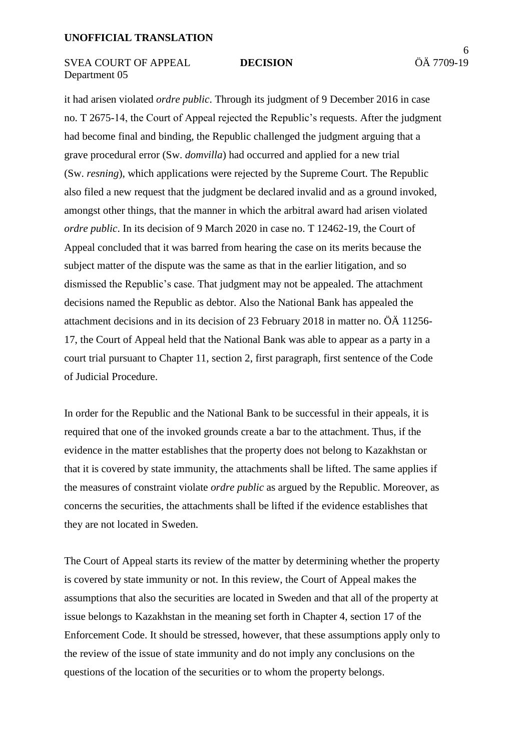it had arisen violated *ordre public*. Through its judgment of 9 December 2016 in case no. T 2675-14, the Court of Appeal rejected the Republic's requests. After the judgment had become final and binding, the Republic challenged the judgment arguing that a grave procedural error (Sw. *domvilla*) had occurred and applied for a new trial (Sw. *resning*), which applications were rejected by the Supreme Court. The Republic also filed a new request that the judgment be declared invalid and as a ground invoked, amongst other things, that the manner in which the arbitral award had arisen violated *ordre public*. In its decision of 9 March 2020 in case no. T 12462-19, the Court of Appeal concluded that it was barred from hearing the case on its merits because the subject matter of the dispute was the same as that in the earlier litigation, and so dismissed the Republic's case. That judgment may not be appealed. The attachment decisions named the Republic as debtor. Also the National Bank has appealed the attachment decisions and in its decision of 23 February 2018 in matter no. ÖÄ 11256-17, the Court of Appeal held that the National Bank was able to appear as a party in a court trial pursuant to Chapter 11, section 2, first paragraph, first sentence of the Code of Judicial Procedure.

In order for the Republic and the National Bank to be successful in their appeals, it is required that one of the invoked grounds create a bar to the attachment. Thus, if the evidence in the matter establishes that the property does not belong to Kazakhstan or that it is covered by state immunity, the attachments shall be lifted. The same applies if the measures of constraint violate *ordre public* as argued by the Republic. Moreover, as concerns the securities, the attachments shall be lifted if the evidence establishes that they are not located in Sweden.

The Court of Appeal starts its review of the matter by determining whether the property is covered by state immunity or not. In this review, the Court of Appeal makes the assumptions that also the securities are located in Sweden and that all of the property at issue belongs to Kazakhstan in the meaning set forth in Chapter 4, section 17 of the Enforcement Code. It should be stressed, however, that these assumptions apply only to the review of the issue of state immunity and do not imply any conclusions on the questions of the location of the securities or to whom the property belongs.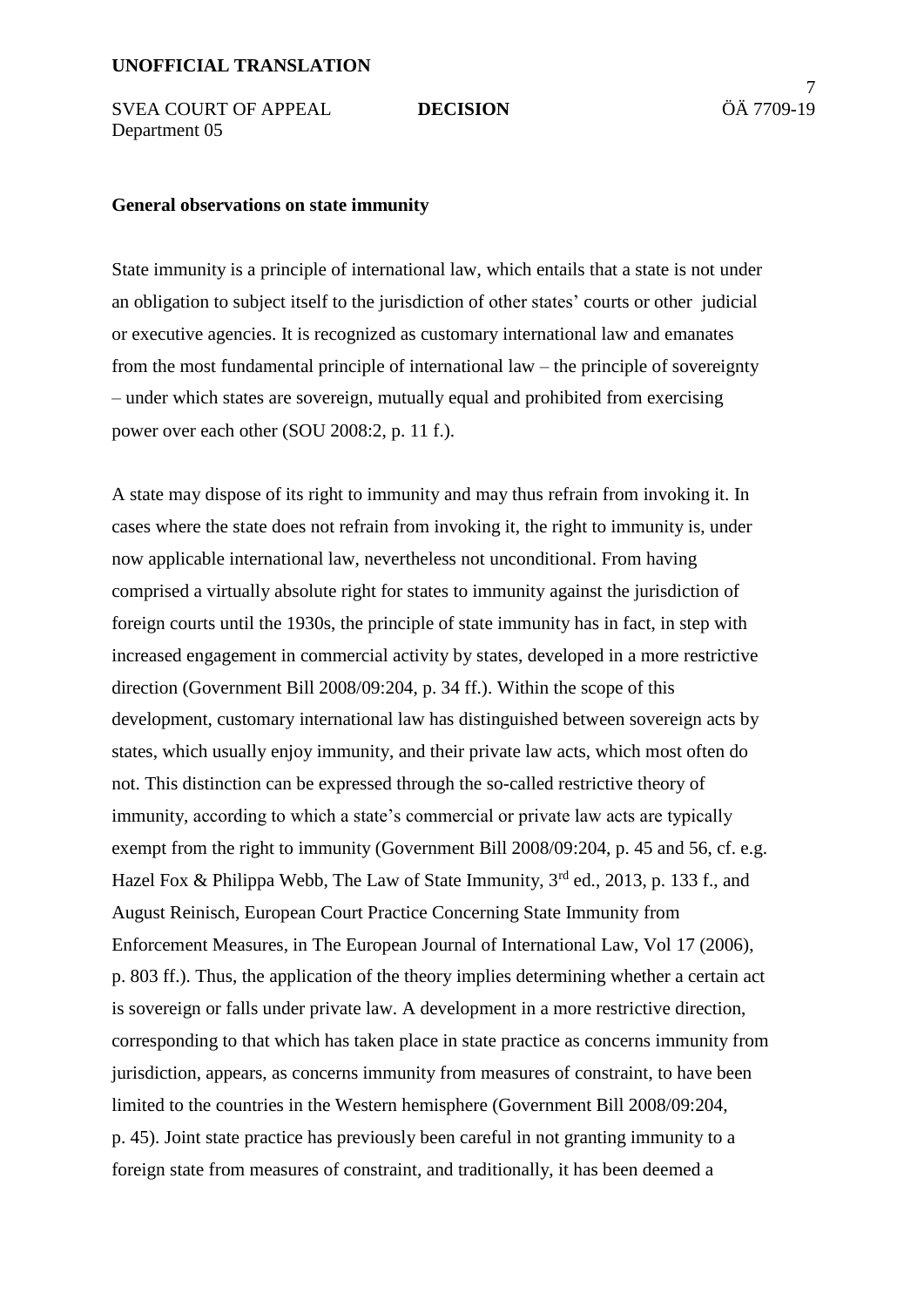## General observations on state immunity

State immunity is a principle of international law, which entails that a state is not under an obligation to subject itself to the jurisdiction of other states' courts or other judicial or executive agencies. It is recognized as customary international law and emanates from the most fundamental principle of international law – the principle of sovereignty – under which states are sovereign, mutually equal and prohibited from exercising power over each other (SOU 2008:2, p. 11 f.).

A state may dispose of its right to immunity and may thus refrain from invoking it. In cases where the state does not refrain from invoking it, the right to immunity is, under now applicable international law, nevertheless not unconditional. From having comprised a virtually absolute right for states to immunity against the jurisdiction of foreign courts until the 1930s, the principle of state immunity has in fact, in step with increased engagement in commercial activity by states, developed in a more restrictive direction (Government Bill 2008/09:204, p. 34 ff.). Within the scope of this development, customary international law has distinguished between sovereign acts by states, which usually enjoy immunity, and their private law acts, which most often do not. This distinction can be expressed through the so-called restrictive theory of immunity, according to which a state's commercial or private law acts are typically exempt from the right to immunity (Government Bill 2008/09:204, p. 45 and 56, cf. e.g. Hazel Fox & Philippa Webb, The Law of State Immunity, 3rd ed., 2013, p. 133 f., and August Reinisch, European Court Practice Concerning State Immunity from Enforcement Measures, in The European Journal of International Law, Vol 17 (2006), p. 803 ff.). Thus, the application of the theory implies determining whether a certain act is sovereign or falls under private law. A development in a more restrictive direction, corresponding to that which has taken place in state practice as concerns immunity from jurisdiction, appears, as concerns immunity from measures of constraint, to have been limited to the countries in the Western hemisphere (Government Bill 2008/09:204, p. 45). Joint state practice has previously been careful in not granting immunity to a foreign state from measures of constraint, and traditionally, it has been deemed a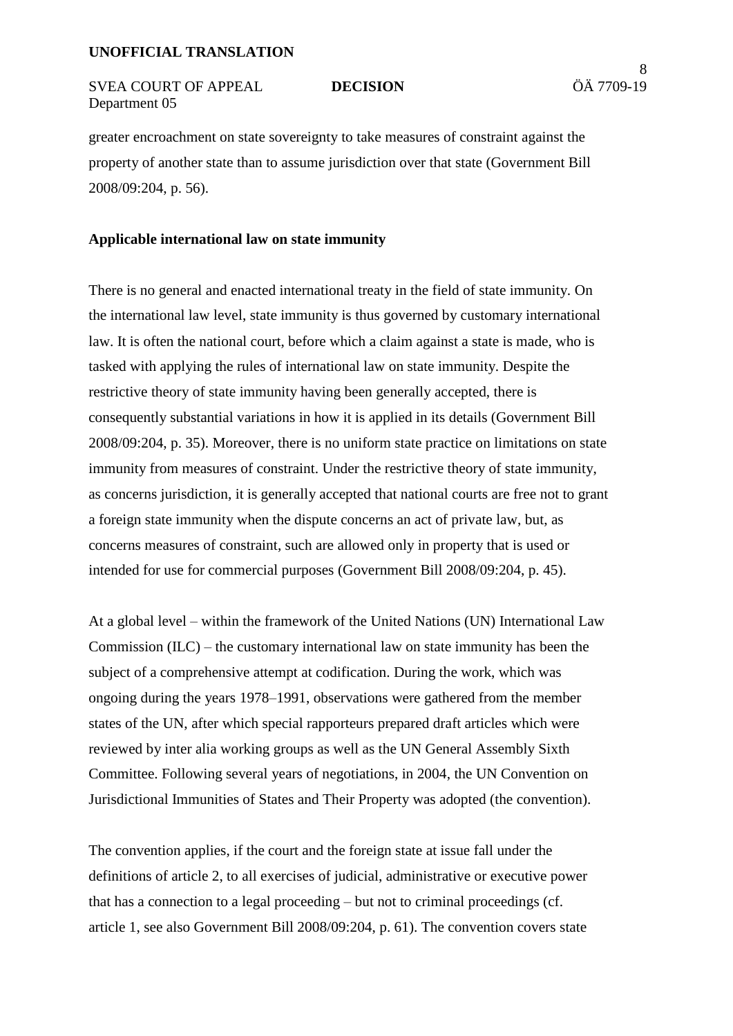greater encroachment on state sovereignty to take measures of constraint against the property of another state than to assume jurisdiction over that state (Government Bill 2008/09:204, p. 56).

**Applicable international law on state immunity**

There is no general and enacted international treaty in the field of state immunity. On the international law level, state immunity is thus governed by customary international law. It is often the national court, before which a claim against a state is made, who is tasked with applying the rules of international law on state immunity. Despite the restrictive theory of state immunity having been generally accepted, there is consequently substantial variations in how it is applied in its details (Government Bill 2008/09:204, p. 35). Moreover, there is no uniform state practice on limitations on state immunity from measures of constraint. Under the restrictive theory of state immunity, as concerns jurisdiction, it is generally accepted that national courts are free not to grant a foreign state immunity when the dispute concerns an act of private law, but, as concerns measures of constraint, such are allowed only in property that is used or intended for use for commercial purposes (Government Bill 2008/09:204, p. 45).

At a global level – within the framework of the United Nations (UN) International Law Commission (ILC) – the customary international law on state immunity has been the subject of a comprehensive attempt at codification. During the work, which was ongoing during the years 1978–1991, observations were gathered from the member states of the UN, after which special rapporteurs prepared draft articles which were reviewed by inter alia working groups as well as the UN General Assembly Sixth Committee. Following several years of negotiations, in 2004, the UN Convention on Jurisdictional Immunities of States and Their Property was adopted (the convention).

The convention applies, if the court and the foreign state at issue fall under the definitions of article 2, to all exercises of judicial, administrative or executive power that has a connection to a legal proceeding – but not to criminal proceedings (cf. article 1, see also Government Bill 2008/09:204, p. 61). The convention covers state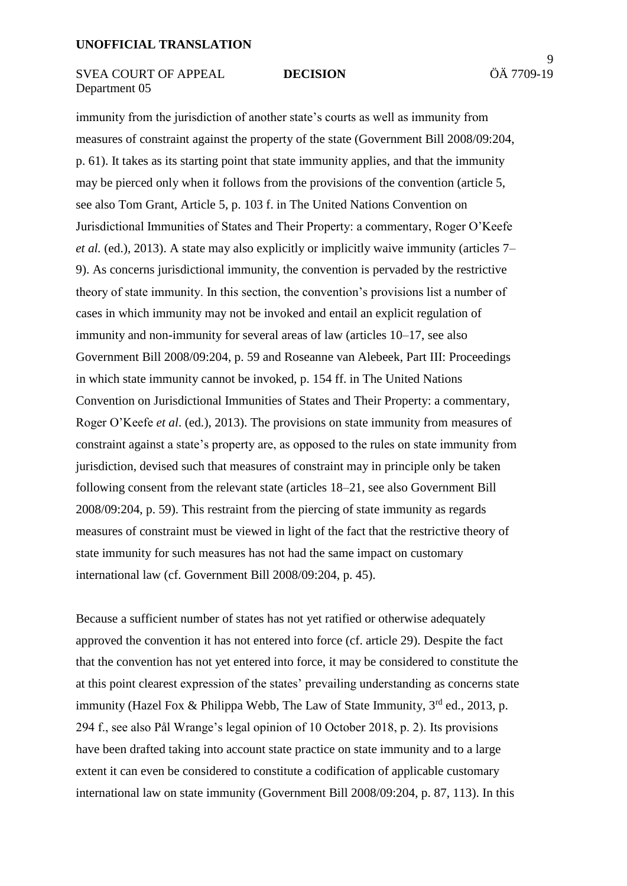immunity from the jurisdiction of another state's courts as well as immunity from measures of constraint against the property of the state (Government Bill 2008/09:204, p. 61). It takes as its starting point that state immunity applies, and that the immunity may be pierced only when it follows from the provisions of the convention (article 5, see also Tom Grant, Article 5, p. 103 f. in The United Nations Convention on Jurisdictional Immunities of States and Their Property: a commentary, Roger O'Keefe *et al.* (ed.), 2013). A state may also explicitly or implicitly waive immunity (articles 7–9). As concerns jurisdictional immunity, the convention is pervaded by the restrictive theory of state immunity. In this section, the convention's provisions list a number of cases in which immunity may not be invoked and entail an explicit regulation of immunity and non-immunity for several areas of law (articles 10–17, see also Government Bill 2008/09:204, p. 59 and Roseanne van Alebeek, Part III: Proceedings in which state immunity cannot be invoked, p. 154 ff. in The United Nations Convention on Jurisdictional Immunities of States and Their Property: a commentary, Roger O'Keefe *et al*. (ed.), 2013). The provisions on state immunity from measures of constraint against a state's property are, as opposed to the rules on state immunity from jurisdiction, devised such that measures of constraint may in principle only be taken following consent from the relevant state (articles 18–21, see also Government Bill 2008/09:204, p. 59). This restraint from the piercing of state immunity as regards measures of constraint must be viewed in light of the fact that the restrictive theory of state immunity for such measures has not had the same impact on customary international law (cf. Government Bill 2008/09:204, p. 45).

Because a sufficient number of states has not yet ratified or otherwise adequately approved the convention it has not entered into force (cf. article 29). Despite the fact that the convention has not yet entered into force, it may be considered to constitute the at this point clearest expression of the states' prevailing understanding as concerns state immunity (Hazel Fox & Philippa Webb, The Law of State Immunity, 3rd ed., 2013, p. 294 f., see also Pål Wrange's legal opinion of 10 October 2018, p. 2). Its provisions have been drafted taking into account state practice on state immunity and to a large extent it can even be considered to constitute a codification of applicable customary international law on state immunity (Government Bill 2008/09:204, p. 87, 113). In this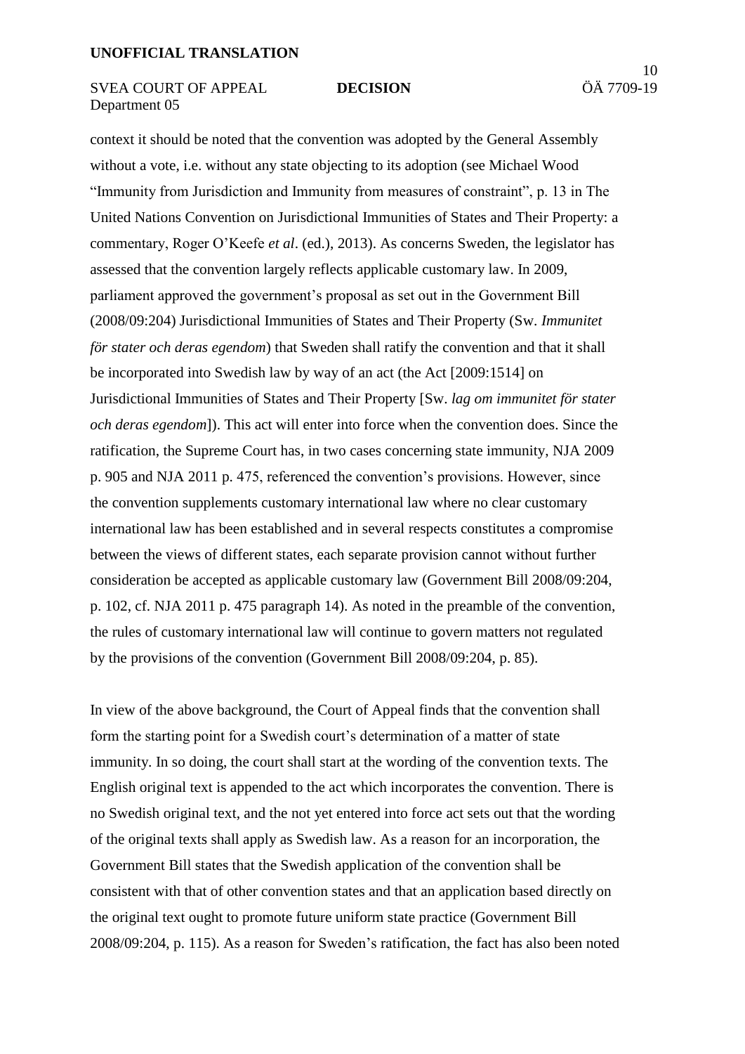context it should be noted that the convention was adopted by the General Assembly without a vote, i.e. without any state objecting to its adoption (see Michael Wood "Immunity from Jurisdiction and Immunity from measures of constraint", p. 13 in The United Nations Convention on Jurisdictional Immunities of States and Their Property: a commentary, Roger O'Keefe *et al*. (ed.), 2013). As concerns Sweden, the legislator has assessed that the convention largely reflects applicable customary law. In 2009, parliament approved the government's proposal as set out in the Government Bill (2008/09:204) Jurisdictional Immunities of States and Their Property (Sw. *Immunitet för stater och deras egendom*) that Sweden shall ratify the convention and that it shall be incorporated into Swedish law by way of an act (the Act [2009:1514] on Jurisdictional Immunities of States and Their Property [Sw. *lag om immunitet för stater och deras egendom*]). This act will enter into force when the convention does. Since the ratification, the Supreme Court has, in two cases concerning state immunity, NJA 2009 p. 905 and NJA 2011 p. 475, referenced the convention's provisions. However, since the convention supplements customary international law where no clear customary international law has been established and in several respects constitutes a compromise between the views of different states, each separate provision cannot without further consideration be accepted as applicable customary law (Government Bill 2008/09:204, p. 102, cf. NJA 2011 p. 475 paragraph 14). As noted in the preamble of the convention, the rules of customary international law will continue to govern matters not regulated by the provisions of the convention (Government Bill 2008/09:204, p. 85).

In view of the above background, the Court of Appeal finds that the convention shall form the starting point for a Swedish court's determination of a matter of state immunity. In so doing, the court shall start at the wording of the convention texts. The English original text is appended to the act which incorporates the convention. There is no Swedish original text, and the not yet entered into force act sets out that the wording of the original texts shall apply as Swedish law. As a reason for an incorporation, the Government Bill states that the Swedish application of the convention shall be consistent with that of other convention states and that an application based directly on the original text ought to promote future uniform state practice (Government Bill 2008/09:204, p. 115). As a reason for Sweden's ratification, the fact has also been noted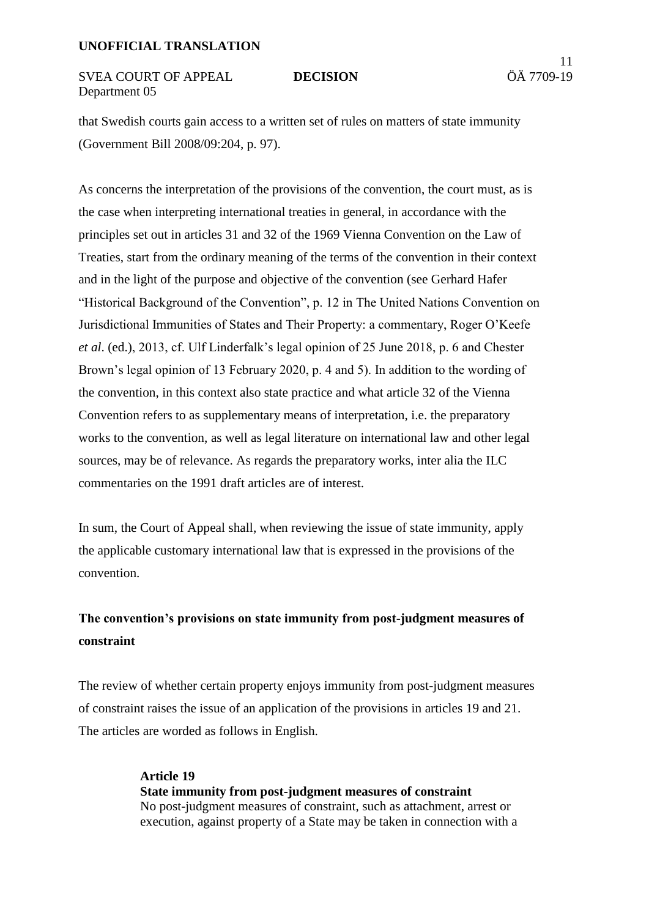that Swedish courts gain access to a written set of rules on matters of state immunity (Government Bill 2008/09:204, p. 97).

As concerns the interpretation of the provisions of the convention, the court must, as is the case when interpreting international treaties in general, in accordance with the principles set out in articles 31 and 32 of the 1969 Vienna Convention on the Law of Treaties, start from the ordinary meaning of the terms of the convention in their context and in the light of the purpose and objective of the convention (see Gerhard Hafer "Historical Background of the Convention", p. 12 in The United Nations Convention on Jurisdictional Immunities of States and Their Property: a commentary, Roger O'Keefe *et al*. (ed.), 2013, cf. Ulf Linderfalk's legal opinion of 25 June 2018, p. 6 and Chester Brown's legal opinion of 13 February 2020, p. 4 and 5). In addition to the wording of the convention, in this context also state practice and what article 32 of the Vienna Convention refers to as supplementary means of interpretation, i.e. the preparatory works to the convention, as well as legal literature on international law and other legal sources, may be of relevance. As regards the preparatory works, inter alia the ILC commentaries on the 1991 draft articles are of interest.

In sum, the Court of Appeal shall, when reviewing the issue of state immunity, apply the applicable customary international law that is expressed in the provisions of the convention.

## The convention's provisions on state immunity from post-judgment measures of constraint

The review of whether certain property enjoys immunity from post-judgment measures of constraint raises the issue of an application of the provisions in articles 19 and 21. The articles are worded as follows in English.

> **Article 19**
> **State immunity from post-judgment measures of constraint**
> No post-judgment measures of constraint, such as attachment, arrest or execution, against property of a State may be taken in connection with a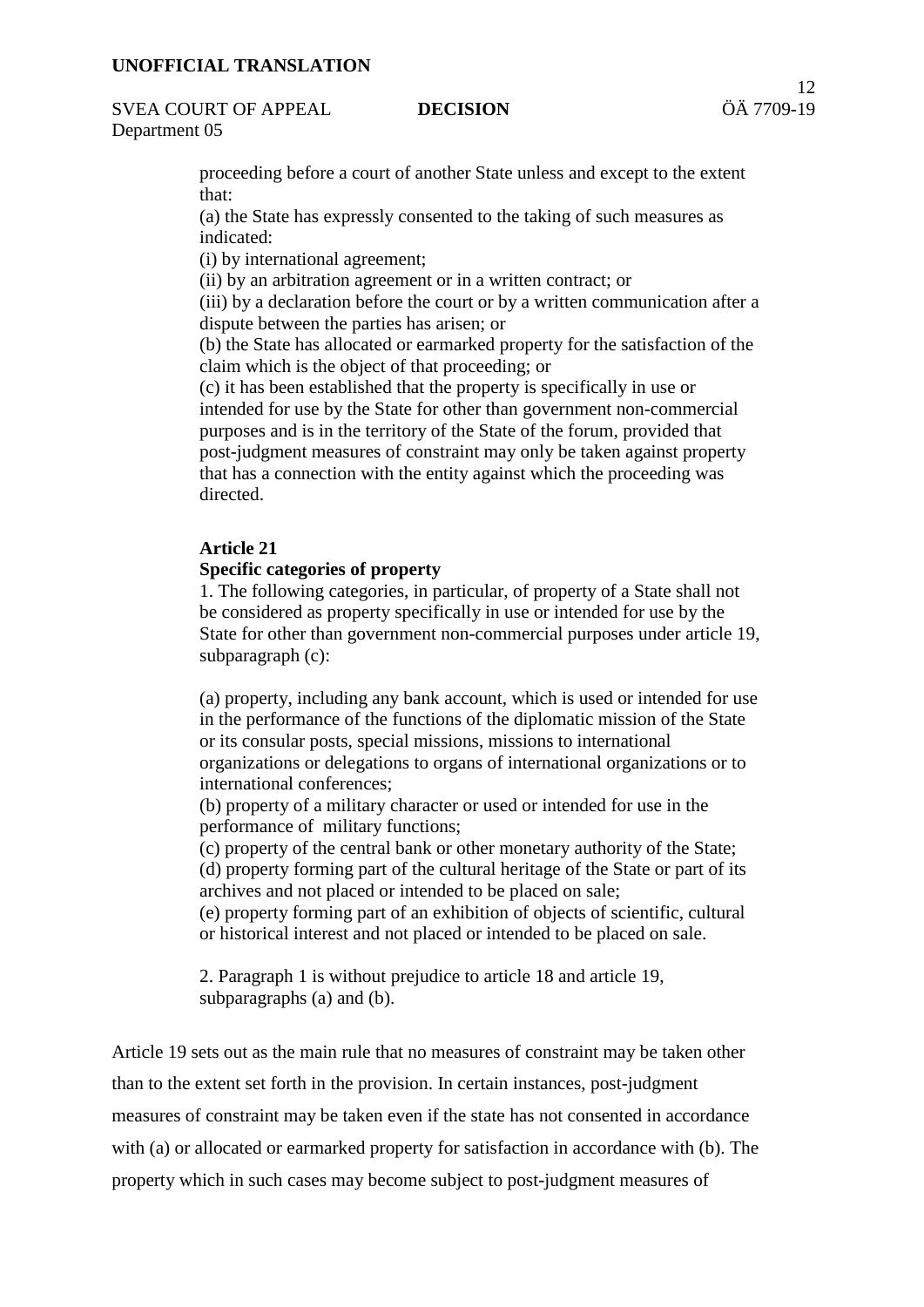proceeding before a court of another State unless and except to the extent that:

(a) the State has expressly consented to the taking of such measures as indicated:

(i) by international agreement;

(ii) by an arbitration agreement or in a written contract; or

(iii) by a declaration before the court or by a written communication after a dispute between the parties has arisen; or

(b) the State has allocated or earmarked property for the satisfaction of the claim which is the object of that proceeding; or

(c) it has been established that the property is specifically in use or intended for use by the State for other than government non-commercial purposes and is in the territory of the State of the forum, provided that post-judgment measures of constraint may only be taken against property that has a connection with the entity against which the proceeding was directed.

**Article 21**

**Specific categories of property**

1. The following categories, in particular, of property of a State shall not be considered as property specifically in use or intended for use by the State for other than government non-commercial purposes under article 19, subparagraph (c):

(a) property, including any bank account, which is used or intended for use in the performance of the functions of the diplomatic mission of the State or its consular posts, special missions, missions to international organizations or delegations to organs of international organizations or to international conferences;

(b) property of a military character or used or intended for use in the performance of military functions;

(c) property of the central bank or other monetary authority of the State;

(d) property forming part of the cultural heritage of the State or part of its archives and not placed or intended to be placed on sale;

(e) property forming part of an exhibition of objects of scientific, cultural or historical interest and not placed or intended to be placed on sale.

2. Paragraph 1 is without prejudice to article 18 and article 19, subparagraphs (a) and (b).

Article 19 sets out as the main rule that no measures of constraint may be taken other than to the extent set forth in the provision. In certain instances, post-judgment measures of constraint may be taken even if the state has not consented in accordance with (a) or allocated or earmarked property for satisfaction in accordance with (b). The property which in such cases may become subject to post-judgment measures of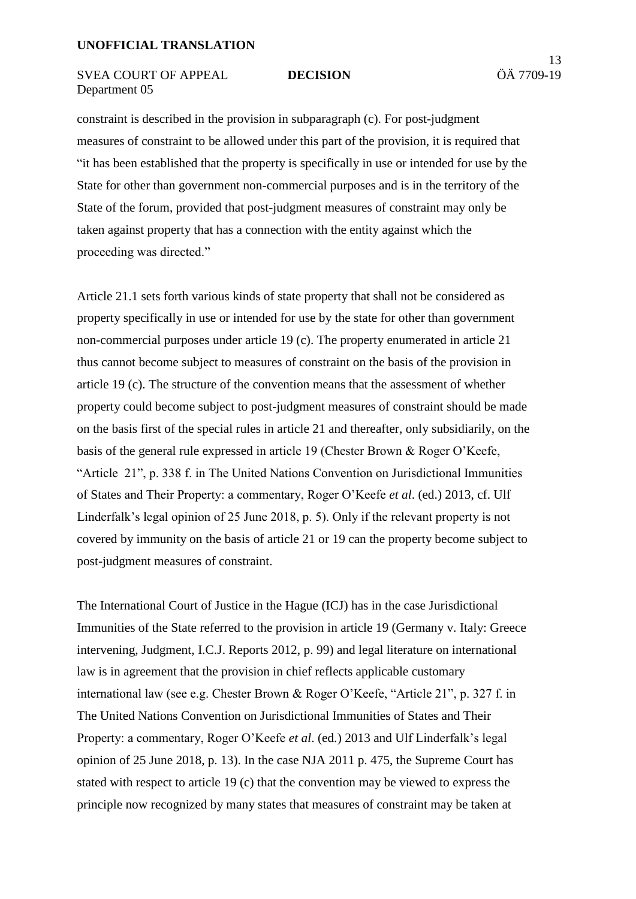constraint is described in the provision in subparagraph (c). For post-judgment measures of constraint to be allowed under this part of the provision, it is required that "it has been established that the property is specifically in use or intended for use by the State for other than government non-commercial purposes and is in the territory of the State of the forum, provided that post-judgment measures of constraint may only be taken against property that has a connection with the entity against which the proceeding was directed."

Article 21.1 sets forth various kinds of state property that shall not be considered as property specifically in use or intended for use by the state for other than government non-commercial purposes under article 19 (c). The property enumerated in article 21 thus cannot become subject to measures of constraint on the basis of the provision in article 19 (c). The structure of the convention means that the assessment of whether property could become subject to post-judgment measures of constraint should be made on the basis first of the special rules in article 21 and thereafter, only subsidiarily, on the basis of the general rule expressed in article 19 (Chester Brown & Roger O'Keefe, "Article 21", p. 338 f. in The United Nations Convention on Jurisdictional Immunities of States and Their Property: a commentary, Roger O'Keefe *et al*. (ed.) 2013, cf. Ulf Linderfalk's legal opinion of 25 June 2018, p. 5). Only if the relevant property is not covered by immunity on the basis of article 21 or 19 can the property become subject to post-judgment measures of constraint.

The International Court of Justice in the Hague (ICJ) has in the case Jurisdictional Immunities of the State referred to the provision in article 19 (Germany v. Italy: Greece intervening, Judgment, I.C.J. Reports 2012, p. 99) and legal literature on international law is in agreement that the provision in chief reflects applicable customary international law (see e.g. Chester Brown & Roger O'Keefe, "Article 21", p. 327 f. in The United Nations Convention on Jurisdictional Immunities of States and Their Property: a commentary, Roger O'Keefe *et al*. (ed.) 2013 and Ulf Linderfalk's legal opinion of 25 June 2018, p. 13). In the case NJA 2011 p. 475, the Supreme Court has stated with respect to article 19 (c) that the convention may be viewed to express the principle now recognized by many states that measures of constraint may be taken at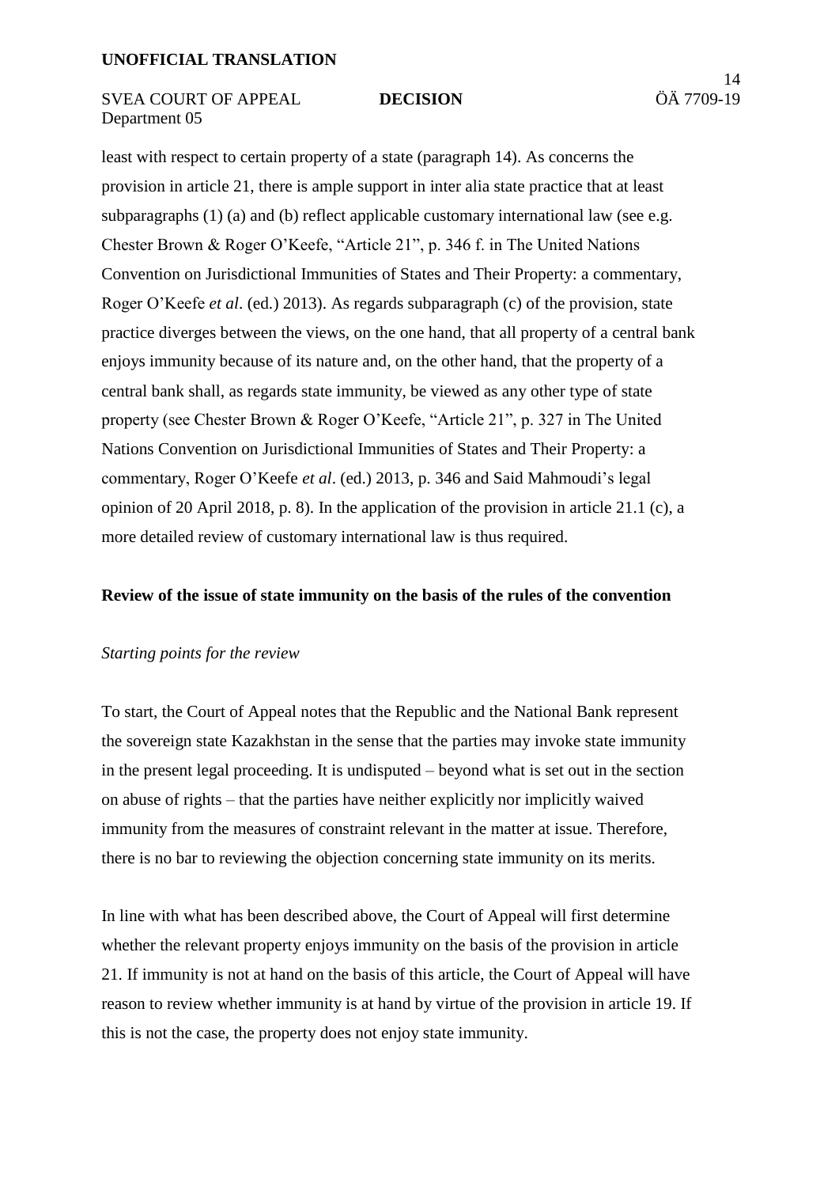least with respect to certain property of a state (paragraph 14). As concerns the provision in article 21, there is ample support in inter alia state practice that at least subparagraphs (1) (a) and (b) reflect applicable customary international law (see e.g. Chester Brown & Roger O'Keefe, "Article 21", p. 346 f. in The United Nations Convention on Jurisdictional Immunities of States and Their Property: a commentary, Roger O'Keefe *et al*. (ed.) 2013). As regards subparagraph (c) of the provision, state practice diverges between the views, on the one hand, that all property of a central bank enjoys immunity because of its nature and, on the other hand, that the property of a central bank shall, as regards state immunity, be viewed as any other type of state property (see Chester Brown & Roger O'Keefe, "Article 21", p. 327 in The United Nations Convention on Jurisdictional Immunities of States and Their Property: a commentary, Roger O'Keefe *et al*. (ed.) 2013, p. 346 and Said Mahmoudi's legal opinion of 20 April 2018, p. 8). In the application of the provision in article 21.1 (c), a more detailed review of customary international law is thus required.

**Review of the issue of state immunity on the basis of the rules of the convention**

*Starting points for the review*

To start, the Court of Appeal notes that the Republic and the National Bank represent the sovereign state Kazakhstan in the sense that the parties may invoke state immunity in the present legal proceeding. It is undisputed – beyond what is set out in the section on abuse of rights – that the parties have neither explicitly nor implicitly waived immunity from the measures of constraint relevant in the matter at issue. Therefore, there is no bar to reviewing the objection concerning state immunity on its merits.

In line with what has been described above, the Court of Appeal will first determine whether the relevant property enjoys immunity on the basis of the provision in article 21. If immunity is not at hand on the basis of this article, the Court of Appeal will have reason to review whether immunity is at hand by virtue of the provision in article 19. If this is not the case, the property does not enjoy state immunity.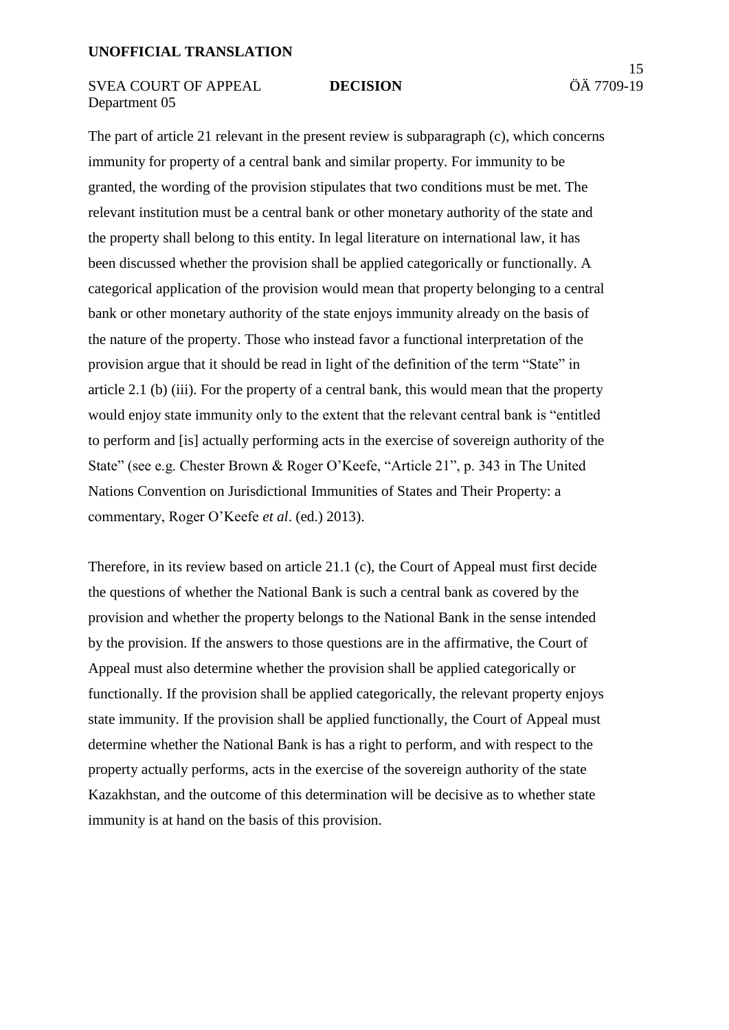The part of article 21 relevant in the present review is subparagraph (c), which concerns immunity for property of a central bank and similar property. For immunity to be granted, the wording of the provision stipulates that two conditions must be met. The relevant institution must be a central bank or other monetary authority of the state and the property shall belong to this entity. In legal literature on international law, it has been discussed whether the provision shall be applied categorically or functionally. A categorical application of the provision would mean that property belonging to a central bank or other monetary authority of the state enjoys immunity already on the basis of the nature of the property. Those who instead favor a functional interpretation of the provision argue that it should be read in light of the definition of the term "State" in article 2.1 (b) (iii). For the property of a central bank, this would mean that the property would enjoy state immunity only to the extent that the relevant central bank is "entitled to perform and [is] actually performing acts in the exercise of sovereign authority of the State" (see e.g. Chester Brown & Roger O'Keefe, "Article 21", p. 343 in The United Nations Convention on Jurisdictional Immunities of States and Their Property: a commentary, Roger O'Keefe *et al*. (ed.) 2013).

Therefore, in its review based on article 21.1 (c), the Court of Appeal must first decide the questions of whether the National Bank is such a central bank as covered by the provision and whether the property belongs to the National Bank in the sense intended by the provision. If the answers to those questions are in the affirmative, the Court of Appeal must also determine whether the provision shall be applied categorically or functionally. If the provision shall be applied categorically, the relevant property enjoys state immunity. If the provision shall be applied functionally, the Court of Appeal must determine whether the National Bank is has a right to perform, and with respect to the property actually performs, acts in the exercise of the sovereign authority of the state Kazakhstan, and the outcome of this determination will be decisive as to whether state immunity is at hand on the basis of this provision.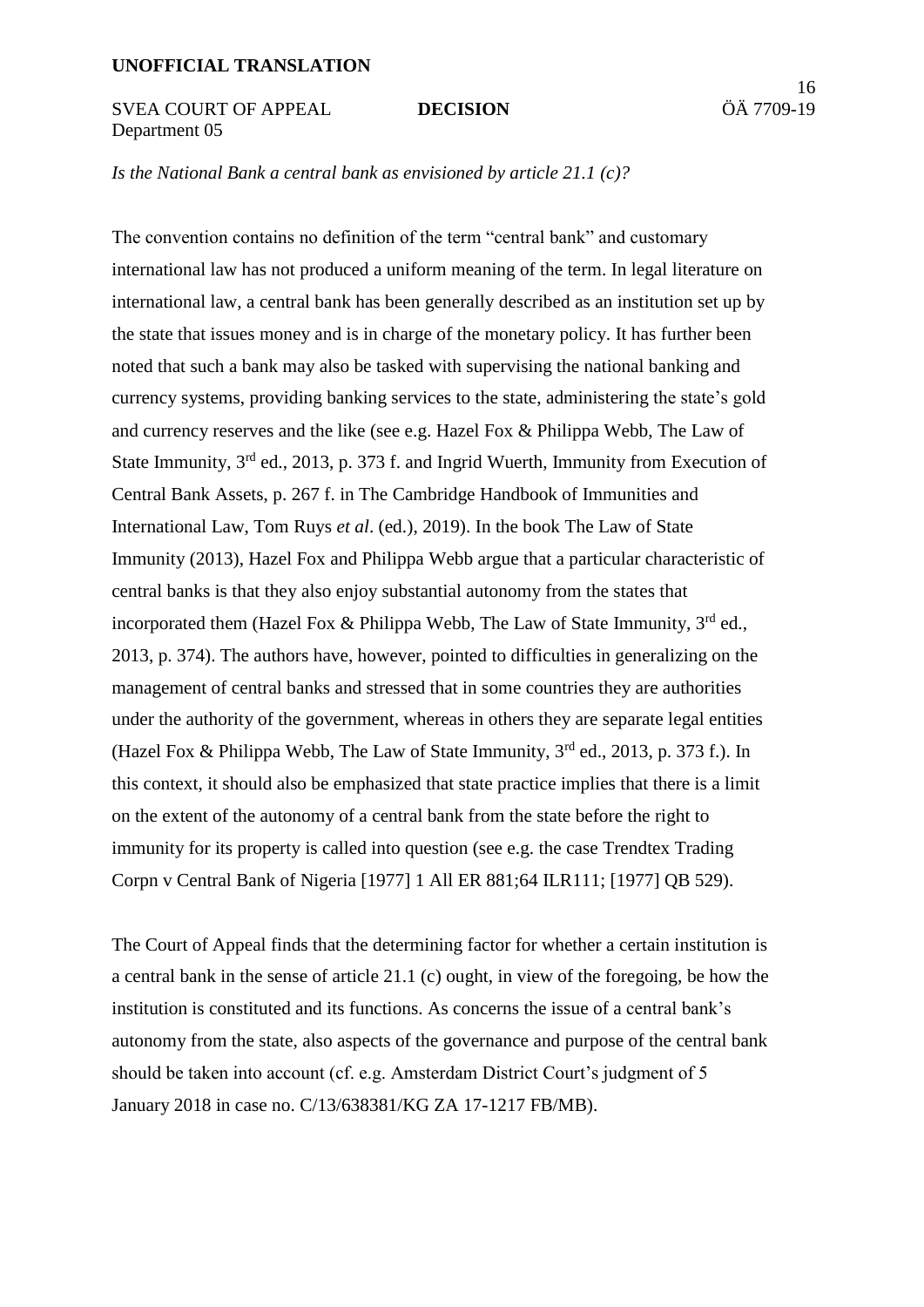*Is the National Bank a central bank as envisioned by article 21.1 (c)?*

The convention contains no definition of the term "central bank" and customary international law has not produced a uniform meaning of the term. In legal literature on international law, a central bank has been generally described as an institution set up by the state that issues money and is in charge of the monetary policy. It has further been noted that such a bank may also be tasked with supervising the national banking and currency systems, providing banking services to the state, administering the state's gold and currency reserves and the like (see e.g. Hazel Fox & Philippa Webb, The Law of State Immunity, 3rd ed., 2013, p. 373 f. and Ingrid Wuerth, Immunity from Execution of Central Bank Assets, p. 267 f. in The Cambridge Handbook of Immunities and International Law, Tom Ruys *et al*. (ed.), 2019). In the book The Law of State Immunity (2013), Hazel Fox and Philippa Webb argue that a particular characteristic of central banks is that they also enjoy substantial autonomy from the states that incorporated them (Hazel Fox & Philippa Webb, The Law of State Immunity, 3rd ed., 2013, p. 374). The authors have, however, pointed to difficulties in generalizing on the management of central banks and stressed that in some countries they are authorities under the authority of the government, whereas in others they are separate legal entities (Hazel Fox & Philippa Webb, The Law of State Immunity, 3rd ed., 2013, p. 373 f.). In this context, it should also be emphasized that state practice implies that there is a limit on the extent of the autonomy of a central bank from the state before the right to immunity for its property is called into question (see e.g. the case Trendtex Trading Corpn v Central Bank of Nigeria [1977] 1 All ER 881;64 ILR111; [1977] QB 529).

The Court of Appeal finds that the determining factor for whether a certain institution is a central bank in the sense of article 21.1 (c) ought, in view of the foregoing, be how the institution is constituted and its functions. As concerns the issue of a central bank's autonomy from the state, also aspects of the governance and purpose of the central bank should be taken into account (cf. e.g. Amsterdam District Court's judgment of 5 January 2018 in case no. C/13/638381/KG ZA 17-1217 FB/MB).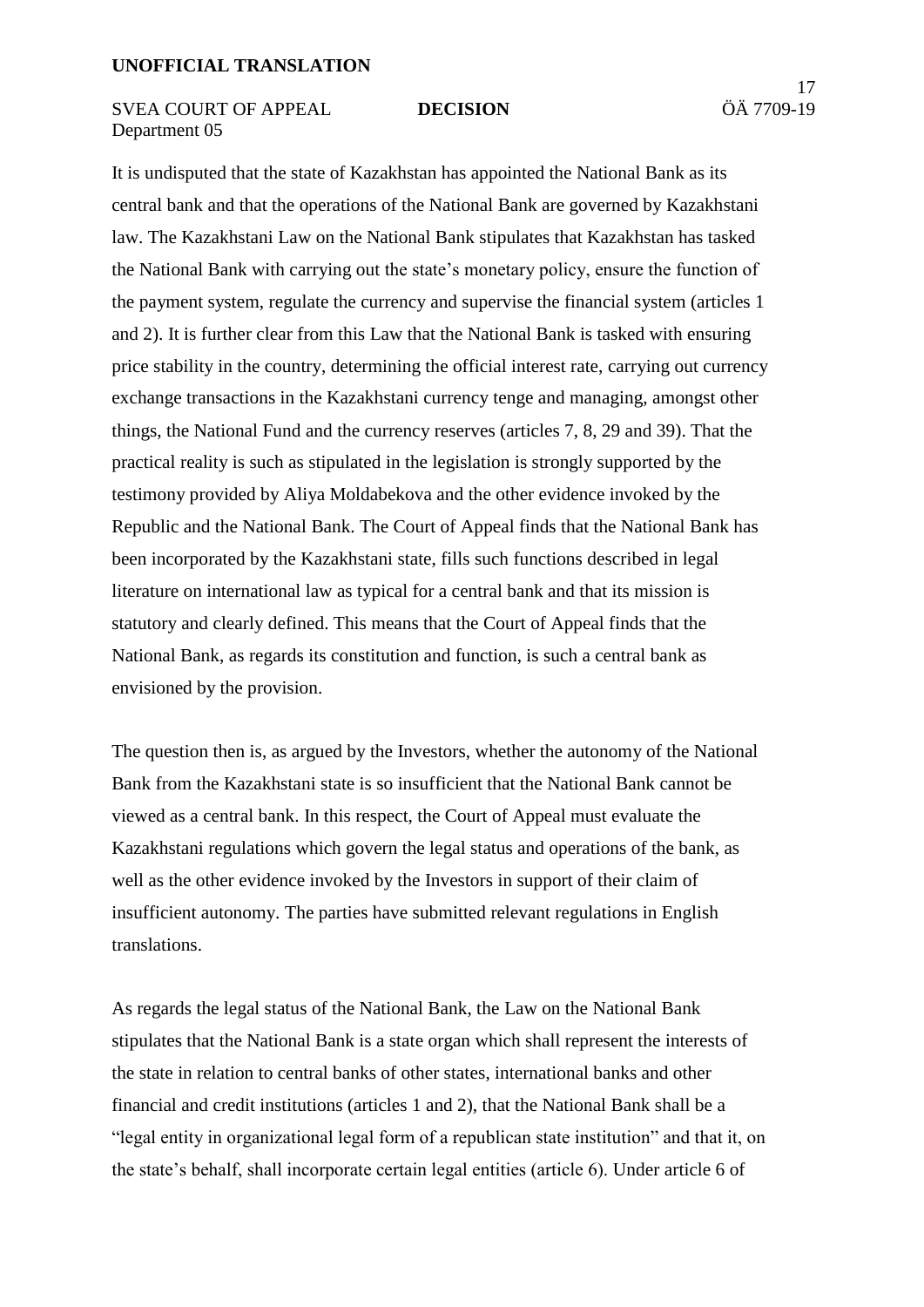It is undisputed that the state of Kazakhstan has appointed the National Bank as its central bank and that the operations of the National Bank are governed by Kazakhstani law. The Kazakhstani Law on the National Bank stipulates that Kazakhstan has tasked the National Bank with carrying out the state's monetary policy, ensure the function of the payment system, regulate the currency and supervise the financial system (articles 1 and 2). It is further clear from this Law that the National Bank is tasked with ensuring price stability in the country, determining the official interest rate, carrying out currency exchange transactions in the Kazakhstani currency tenge and managing, amongst other things, the National Fund and the currency reserves (articles 7, 8, 29 and 39). That the practical reality is such as stipulated in the legislation is strongly supported by the testimony provided by Aliya Moldabekova and the other evidence invoked by the Republic and the National Bank. The Court of Appeal finds that the National Bank has been incorporated by the Kazakhstani state, fills such functions described in legal literature on international law as typical for a central bank and that its mission is statutory and clearly defined. This means that the Court of Appeal finds that the National Bank, as regards its constitution and function, is such a central bank as envisioned by the provision.

The question then is, as argued by the Investors, whether the autonomy of the National Bank from the Kazakhstani state is so insufficient that the National Bank cannot be viewed as a central bank. In this respect, the Court of Appeal must evaluate the Kazakhstani regulations which govern the legal status and operations of the bank, as well as the other evidence invoked by the Investors in support of their claim of insufficient autonomy. The parties have submitted relevant regulations in English translations.

As regards the legal status of the National Bank, the Law on the National Bank stipulates that the National Bank is a state organ which shall represent the interests of the state in relation to central banks of other states, international banks and other financial and credit institutions (articles 1 and 2), that the National Bank shall be a "legal entity in organizational legal form of a republican state institution" and that it, on the state's behalf, shall incorporate certain legal entities (article 6). Under article 6 of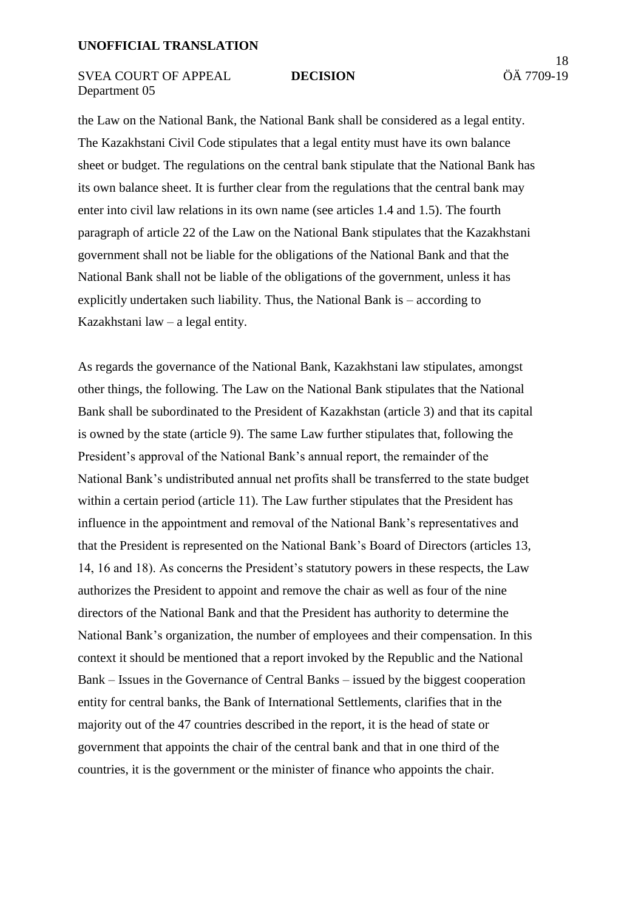the Law on the National Bank, the National Bank shall be considered as a legal entity. The Kazakhstani Civil Code stipulates that a legal entity must have its own balance sheet or budget. The regulations on the central bank stipulate that the National Bank has its own balance sheet. It is further clear from the regulations that the central bank may enter into civil law relations in its own name (see articles 1.4 and 1.5). The fourth paragraph of article 22 of the Law on the National Bank stipulates that the Kazakhstani government shall not be liable for the obligations of the National Bank and that the National Bank shall not be liable of the obligations of the government, unless it has explicitly undertaken such liability. Thus, the National Bank is – according to Kazakhstani law – a legal entity.

As regards the governance of the National Bank, Kazakhstani law stipulates, amongst other things, the following. The Law on the National Bank stipulates that the National Bank shall be subordinated to the President of Kazakhstan (article 3) and that its capital is owned by the state (article 9). The same Law further stipulates that, following the President's approval of the National Bank's annual report, the remainder of the National Bank's undistributed annual net profits shall be transferred to the state budget within a certain period (article 11). The Law further stipulates that the President has influence in the appointment and removal of the National Bank's representatives and that the President is represented on the National Bank's Board of Directors (articles 13, 14, 16 and 18). As concerns the President's statutory powers in these respects, the Law authorizes the President to appoint and remove the chair as well as four of the nine directors of the National Bank and that the President has authority to determine the National Bank's organization, the number of employees and their compensation. In this context it should be mentioned that a report invoked by the Republic and the National Bank – Issues in the Governance of Central Banks – issued by the biggest cooperation entity for central banks, the Bank of International Settlements, clarifies that in the majority out of the 47 countries described in the report, it is the head of state or government that appoints the chair of the central bank and that in one third of the countries, it is the government or the minister of finance who appoints the chair.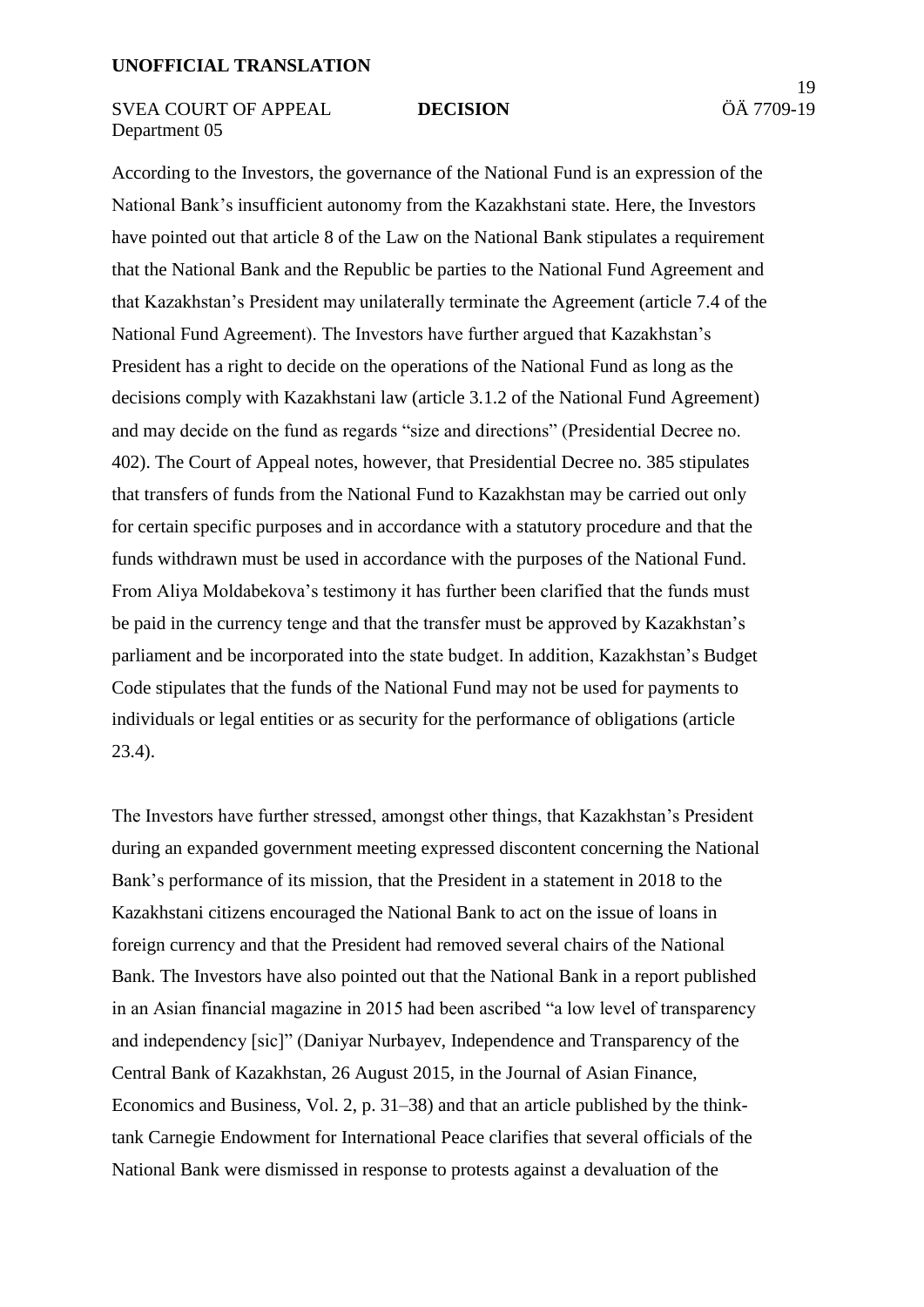According to the Investors, the governance of the National Fund is an expression of the National Bank's insufficient autonomy from the Kazakhstani state. Here, the Investors have pointed out that article 8 of the Law on the National Bank stipulates a requirement that the National Bank and the Republic be parties to the National Fund Agreement and that Kazakhstan's President may unilaterally terminate the Agreement (article 7.4 of the National Fund Agreement). The Investors have further argued that Kazakhstan's President has a right to decide on the operations of the National Fund as long as the decisions comply with Kazakhstani law (article 3.1.2 of the National Fund Agreement) and may decide on the fund as regards "size and directions" (Presidential Decree no. 402). The Court of Appeal notes, however, that Presidential Decree no. 385 stipulates that transfers of funds from the National Fund to Kazakhstan may be carried out only for certain specific purposes and in accordance with a statutory procedure and that the funds withdrawn must be used in accordance with the purposes of the National Fund. From Aliya Moldabekova's testimony it has further been clarified that the funds must be paid in the currency tenge and that the transfer must be approved by Kazakhstan's parliament and be incorporated into the state budget. In addition, Kazakhstan's Budget Code stipulates that the funds of the National Fund may not be used for payments to individuals or legal entities or as security for the performance of obligations (article 23.4).

The Investors have further stressed, amongst other things, that Kazakhstan's President during an expanded government meeting expressed discontent concerning the National Bank's performance of its mission, that the President in a statement in 2018 to the Kazakhstani citizens encouraged the National Bank to act on the issue of loans in foreign currency and that the President had removed several chairs of the National Bank. The Investors have also pointed out that the National Bank in a report published in an Asian financial magazine in 2015 had been ascribed "a low level of transparency and independency [sic]" (Daniyar Nurbayev, Independence and Transparency of the Central Bank of Kazakhstan, 26 August 2015, in the Journal of Asian Finance, Economics and Business, Vol. 2, p. 31–38) and that an article published by the think-tank Carnegie Endowment for International Peace clarifies that several officials of the National Bank were dismissed in response to protests against a devaluation of the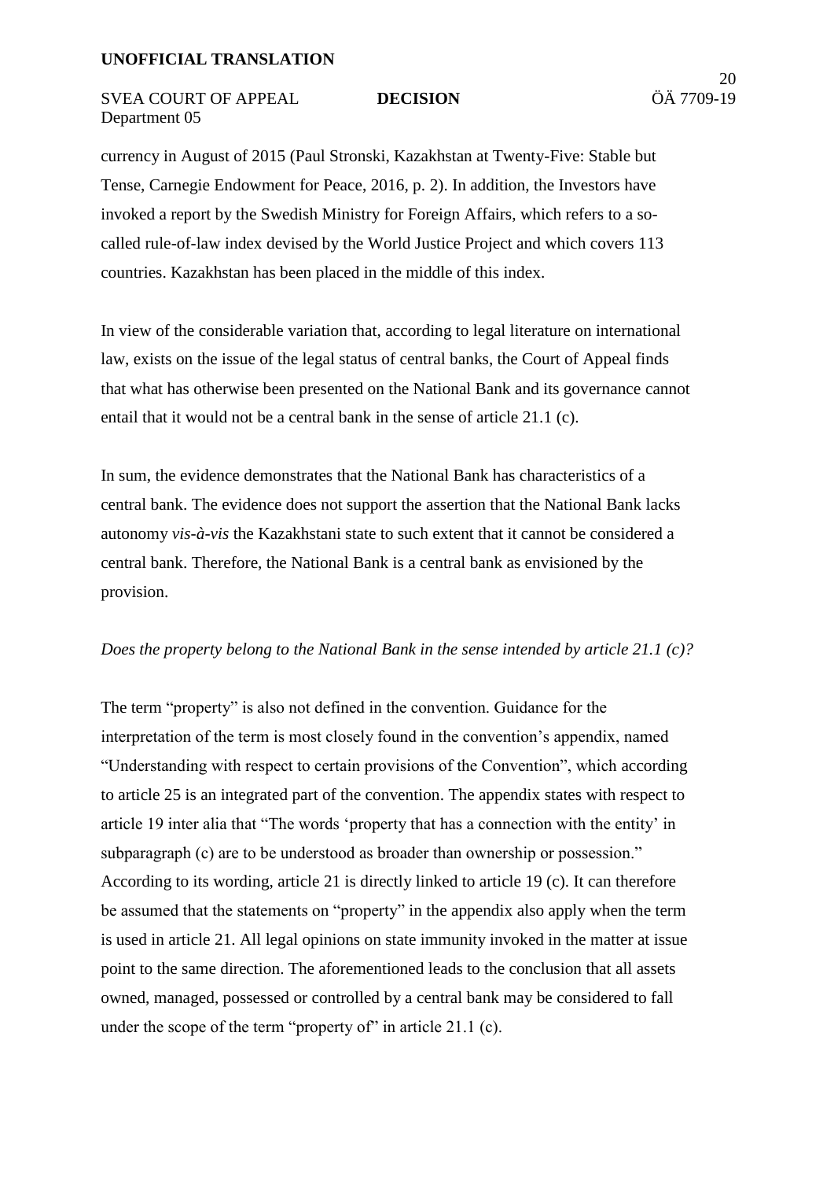currency in August of 2015 (Paul Stronski, Kazakhstan at Twenty-Five: Stable but Tense, Carnegie Endowment for Peace, 2016, p. 2). In addition, the Investors have invoked a report by the Swedish Ministry for Foreign Affairs, which refers to a so-called rule-of-law index devised by the World Justice Project and which covers 113 countries. Kazakhstan has been placed in the middle of this index.

In view of the considerable variation that, according to legal literature on international law, exists on the issue of the legal status of central banks, the Court of Appeal finds that what has otherwise been presented on the National Bank and its governance cannot entail that it would not be a central bank in the sense of article 21.1 (c).

In sum, the evidence demonstrates that the National Bank has characteristics of a central bank. The evidence does not support the assertion that the National Bank lacks autonomy *vis-à-vis* the Kazakhstani state to such extent that it cannot be considered a central bank. Therefore, the National Bank is a central bank as envisioned by the provision.

*Does the property belong to the National Bank in the sense intended by article 21.1 (c)?*

The term "property" is also not defined in the convention. Guidance for the interpretation of the term is most closely found in the convention's appendix, named "Understanding with respect to certain provisions of the Convention", which according to article 25 is an integrated part of the convention. The appendix states with respect to article 19 inter alia that "The words 'property that has a connection with the entity' in subparagraph (c) are to be understood as broader than ownership or possession." According to its wording, article 21 is directly linked to article 19 (c). It can therefore be assumed that the statements on "property" in the appendix also apply when the term is used in article 21. All legal opinions on state immunity invoked in the matter at issue point to the same direction. The aforementioned leads to the conclusion that all assets owned, managed, possessed or controlled by a central bank may be considered to fall under the scope of the term "property of" in article 21.1 (c).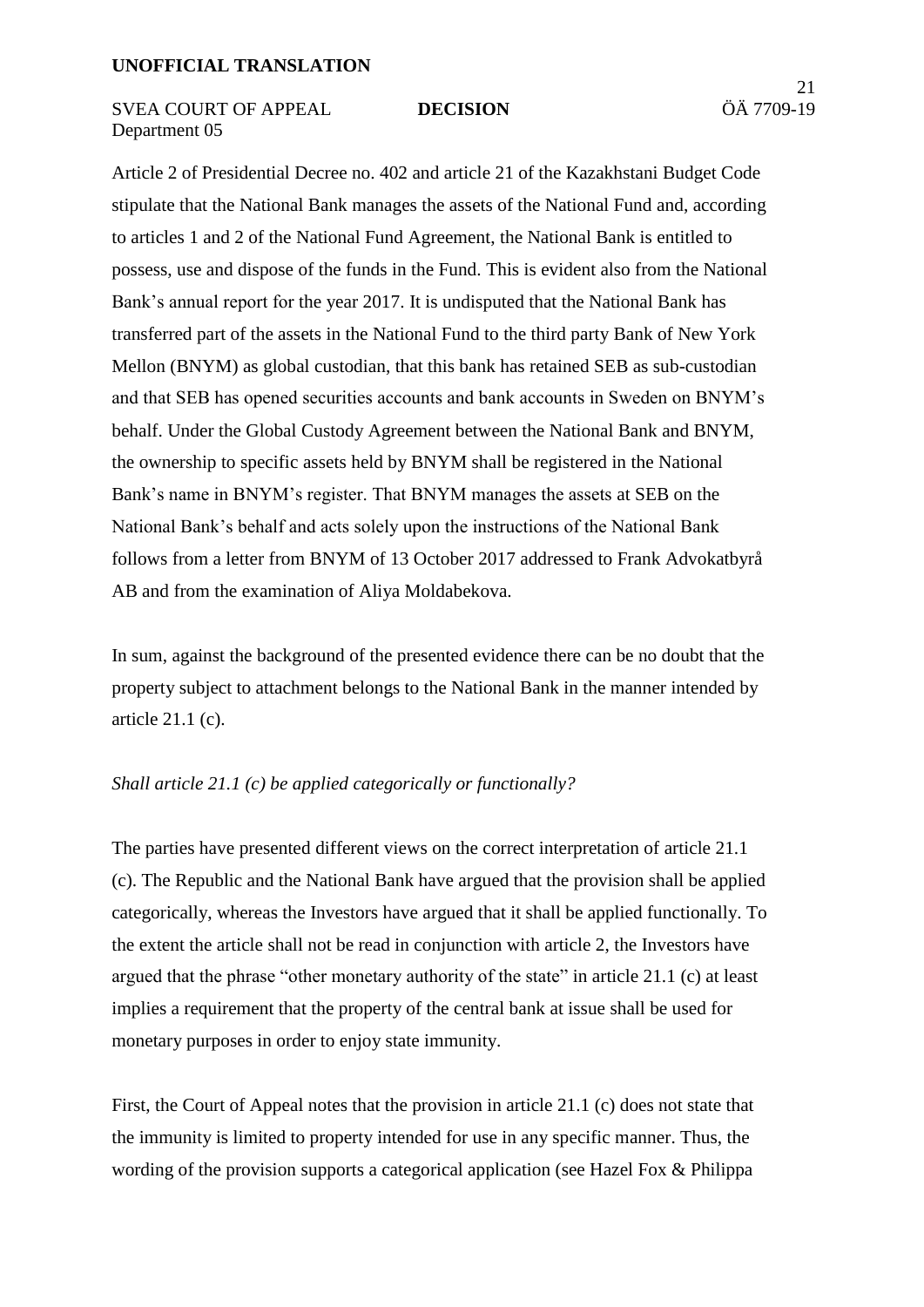Article 2 of Presidential Decree no. 402 and article 21 of the Kazakhstani Budget Code stipulate that the National Bank manages the assets of the National Fund and, according to articles 1 and 2 of the National Fund Agreement, the National Bank is entitled to possess, use and dispose of the funds in the Fund. This is evident also from the National Bank's annual report for the year 2017. It is undisputed that the National Bank has transferred part of the assets in the National Fund to the third party Bank of New York Mellon (BNYM) as global custodian, that this bank has retained SEB as sub-custodian and that SEB has opened securities accounts and bank accounts in Sweden on BNYM's behalf. Under the Global Custody Agreement between the National Bank and BNYM, the ownership to specific assets held by BNYM shall be registered in the National Bank's name in BNYM's register. That BNYM manages the assets at SEB on the National Bank's behalf and acts solely upon the instructions of the National Bank follows from a letter from BNYM of 13 October 2017 addressed to Frank Advokatbyrå AB and from the examination of Aliya Moldabekova.

In sum, against the background of the presented evidence there can be no doubt that the property subject to attachment belongs to the National Bank in the manner intended by article 21.1 (c).

*Shall article 21.1 (c) be applied categorically or functionally?*

The parties have presented different views on the correct interpretation of article 21.1 (c). The Republic and the National Bank have argued that the provision shall be applied categorically, whereas the Investors have argued that it shall be applied functionally. To the extent the article shall not be read in conjunction with article 2, the Investors have argued that the phrase "other monetary authority of the state" in article 21.1 (c) at least implies a requirement that the property of the central bank at issue shall be used for monetary purposes in order to enjoy state immunity.

First, the Court of Appeal notes that the provision in article 21.1 (c) does not state that the immunity is limited to property intended for use in any specific manner. Thus, the wording of the provision supports a categorical application (see Hazel Fox & Philippa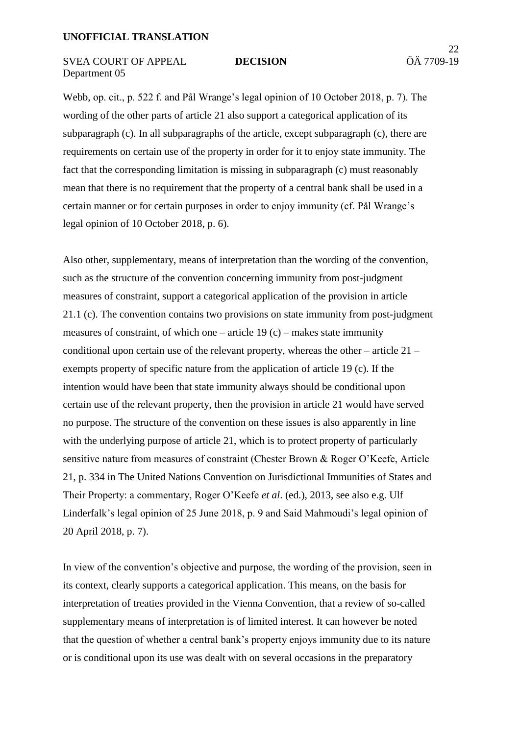Webb, op. cit., p. 522 f. and Pål Wrange's legal opinion of 10 October 2018, p. 7). The wording of the other parts of article 21 also support a categorical application of its subparagraph (c). In all subparagraphs of the article, except subparagraph (c), there are requirements on certain use of the property in order for it to enjoy state immunity. The fact that the corresponding limitation is missing in subparagraph (c) must reasonably mean that there is no requirement that the property of a central bank shall be used in a certain manner or for certain purposes in order to enjoy immunity (cf. Pål Wrange's legal opinion of 10 October 2018, p. 6).

Also other, supplementary, means of interpretation than the wording of the convention, such as the structure of the convention concerning immunity from post-judgment measures of constraint, support a categorical application of the provision in article 21.1 (c). The convention contains two provisions on state immunity from post-judgment measures of constraint, of which one – article 19 (c) – makes state immunity conditional upon certain use of the relevant property, whereas the other – article 21 – exempts property of specific nature from the application of article 19 (c). If the intention would have been that state immunity always should be conditional upon certain use of the relevant property, then the provision in article 21 would have served no purpose. The structure of the convention on these issues is also apparently in line with the underlying purpose of article 21, which is to protect property of particularly sensitive nature from measures of constraint (Chester Brown & Roger O'Keefe, Article 21, p. 334 in The United Nations Convention on Jurisdictional Immunities of States and Their Property: a commentary, Roger O'Keefe *et al*. (ed.), 2013, see also e.g. Ulf Linderfalk's legal opinion of 25 June 2018, p. 9 and Said Mahmoudi's legal opinion of 20 April 2018, p. 7).

In view of the convention's objective and purpose, the wording of the provision, seen in its context, clearly supports a categorical application. This means, on the basis for interpretation of treaties provided in the Vienna Convention, that a review of so-called supplementary means of interpretation is of limited interest. It can however be noted that the question of whether a central bank's property enjoys immunity due to its nature or is conditional upon its use was dealt with on several occasions in the preparatory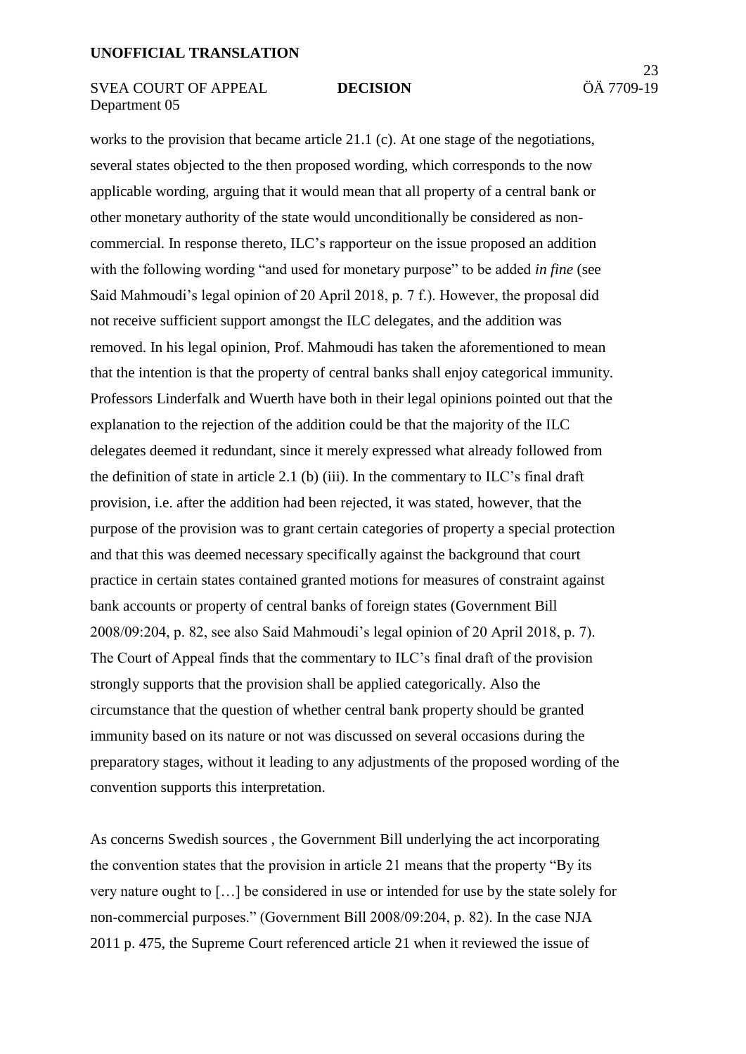works to the provision that became article 21.1 (c). At one stage of the negotiations, several states objected to the then proposed wording, which corresponds to the now applicable wording, arguing that it would mean that all property of a central bank or other monetary authority of the state would unconditionally be considered as non-commercial. In response thereto, ILC's rapporteur on the issue proposed an addition with the following wording "and used for monetary purpose" to be added *in fine* (see Said Mahmoudi's legal opinion of 20 April 2018, p. 7 f.). However, the proposal did not receive sufficient support amongst the ILC delegates, and the addition was removed. In his legal opinion, Prof. Mahmoudi has taken the aforementioned to mean that the intention is that the property of central banks shall enjoy categorical immunity. Professors Linderfalk and Wuerth have both in their legal opinions pointed out that the explanation to the rejection of the addition could be that the majority of the ILC delegates deemed it redundant, since it merely expressed what already followed from the definition of state in article 2.1 (b) (iii). In the commentary to ILC's final draft provision, i.e. after the addition had been rejected, it was stated, however, that the purpose of the provision was to grant certain categories of property a special protection and that this was deemed necessary specifically against the background that court practice in certain states contained granted motions for measures of constraint against bank accounts or property of central banks of foreign states (Government Bill 2008/09:204, p. 82, see also Said Mahmoudi's legal opinion of 20 April 2018, p. 7). The Court of Appeal finds that the commentary to ILC's final draft of the provision strongly supports that the provision shall be applied categorically. Also the circumstance that the question of whether central bank property should be granted immunity based on its nature or not was discussed on several occasions during the preparatory stages, without it leading to any adjustments of the proposed wording of the convention supports this interpretation.

As concerns Swedish sources , the Government Bill underlying the act incorporating the convention states that the provision in article 21 means that the property "By its very nature ought to […] be considered in use or intended for use by the state solely for non-commercial purposes." (Government Bill 2008/09:204, p. 82). In the case NJA 2011 p. 475, the Supreme Court referenced article 21 when it reviewed the issue of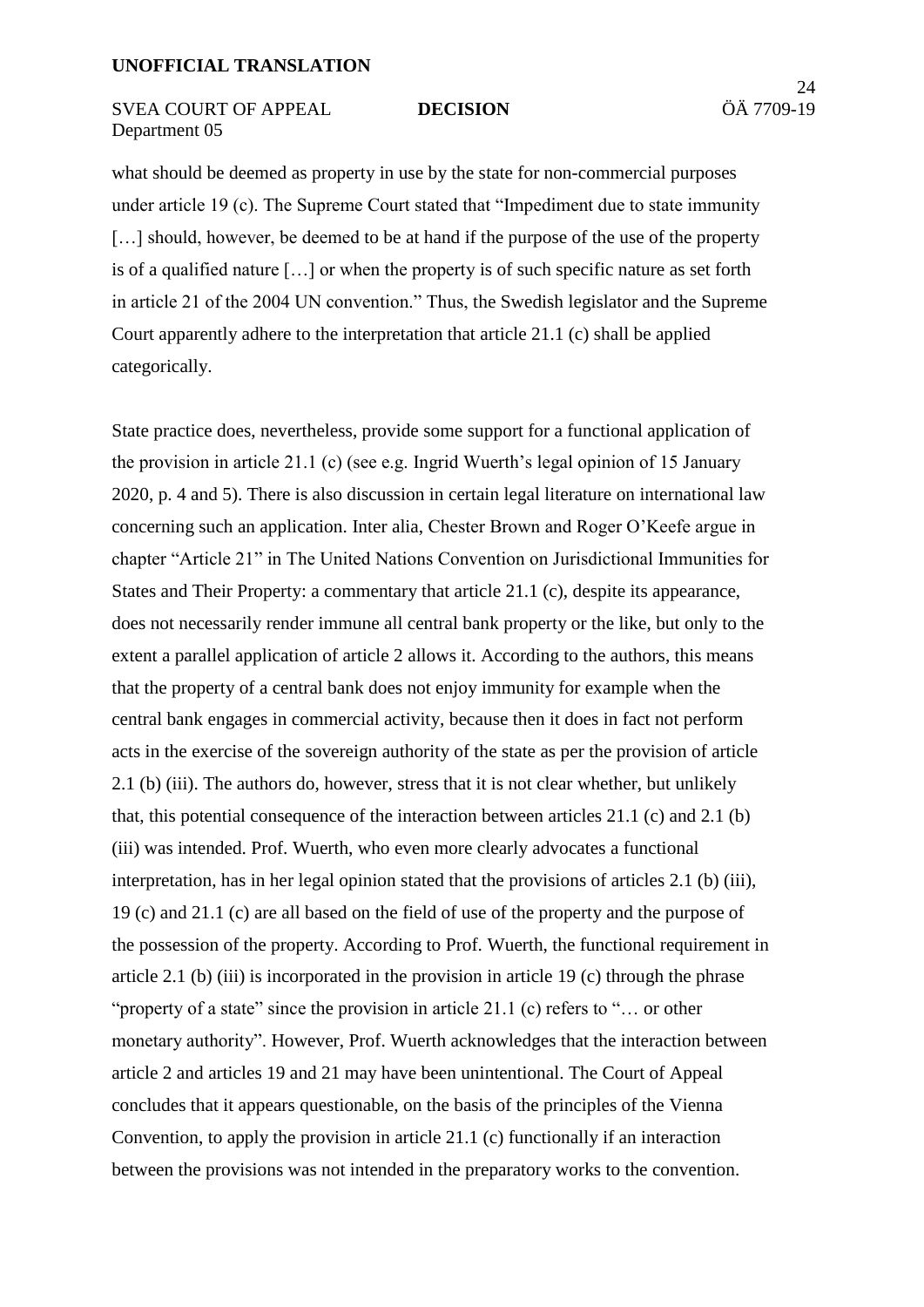what should be deemed as property in use by the state for non-commercial purposes under article 19 (c). The Supreme Court stated that "Impediment due to state immunity […] should, however, be deemed to be at hand if the purpose of the use of the property is of a qualified nature […] or when the property is of such specific nature as set forth in article 21 of the 2004 UN convention." Thus, the Swedish legislator and the Supreme Court apparently adhere to the interpretation that article 21.1 (c) shall be applied categorically.

State practice does, nevertheless, provide some support for a functional application of the provision in article 21.1 (c) (see e.g. Ingrid Wuerth's legal opinion of 15 January 2020, p. 4 and 5). There is also discussion in certain legal literature on international law concerning such an application. Inter alia, Chester Brown and Roger O'Keefe argue in chapter "Article 21" in The United Nations Convention on Jurisdictional Immunities for States and Their Property: a commentary that article 21.1 (c), despite its appearance, does not necessarily render immune all central bank property or the like, but only to the extent a parallel application of article 2 allows it. According to the authors, this means that the property of a central bank does not enjoy immunity for example when the central bank engages in commercial activity, because then it does in fact not perform acts in the exercise of the sovereign authority of the state as per the provision of article 2.1 (b) (iii). The authors do, however, stress that it is not clear whether, but unlikely that, this potential consequence of the interaction between articles 21.1 (c) and 2.1 (b) (iii) was intended. Prof. Wuerth, who even more clearly advocates a functional interpretation, has in her legal opinion stated that the provisions of articles 2.1 (b) (iii), 19 (c) and 21.1 (c) are all based on the field of use of the property and the purpose of the possession of the property. According to Prof. Wuerth, the functional requirement in article 2.1 (b) (iii) is incorporated in the provision in article 19 (c) through the phrase "property of a state" since the provision in article 21.1 (c) refers to "… or other monetary authority". However, Prof. Wuerth acknowledges that the interaction between article 2 and articles 19 and 21 may have been unintentional. The Court of Appeal concludes that it appears questionable, on the basis of the principles of the Vienna Convention, to apply the provision in article 21.1 (c) functionally if an interaction between the provisions was not intended in the preparatory works to the convention.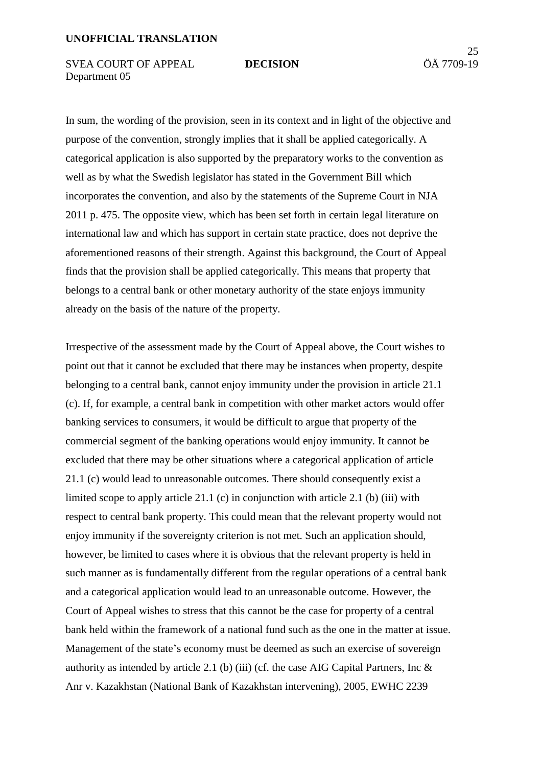In sum, the wording of the provision, seen in its context and in light of the objective and purpose of the convention, strongly implies that it shall be applied categorically. A categorical application is also supported by the preparatory works to the convention as well as by what the Swedish legislator has stated in the Government Bill which incorporates the convention, and also by the statements of the Supreme Court in NJA 2011 p. 475. The opposite view, which has been set forth in certain legal literature on international law and which has support in certain state practice, does not deprive the aforementioned reasons of their strength. Against this background, the Court of Appeal finds that the provision shall be applied categorically. This means that property that belongs to a central bank or other monetary authority of the state enjoys immunity already on the basis of the nature of the property.

Irrespective of the assessment made by the Court of Appeal above, the Court wishes to point out that it cannot be excluded that there may be instances when property, despite belonging to a central bank, cannot enjoy immunity under the provision in article 21.1 (c). If, for example, a central bank in competition with other market actors would offer banking services to consumers, it would be difficult to argue that property of the commercial segment of the banking operations would enjoy immunity. It cannot be excluded that there may be other situations where a categorical application of article 21.1 (c) would lead to unreasonable outcomes. There should consequently exist a limited scope to apply article 21.1 (c) in conjunction with article 2.1 (b) (iii) with respect to central bank property. This could mean that the relevant property would not enjoy immunity if the sovereignty criterion is not met. Such an application should, however, be limited to cases where it is obvious that the relevant property is held in such manner as is fundamentally different from the regular operations of a central bank and a categorical application would lead to an unreasonable outcome. However, the Court of Appeal wishes to stress that this cannot be the case for property of a central bank held within the framework of a national fund such as the one in the matter at issue. Management of the state's economy must be deemed as such an exercise of sovereign authority as intended by article 2.1 (b) (iii) (cf. the case AIG Capital Partners, Inc & Anr v. Kazakhstan (National Bank of Kazakhstan intervening), 2005, EWHC 2239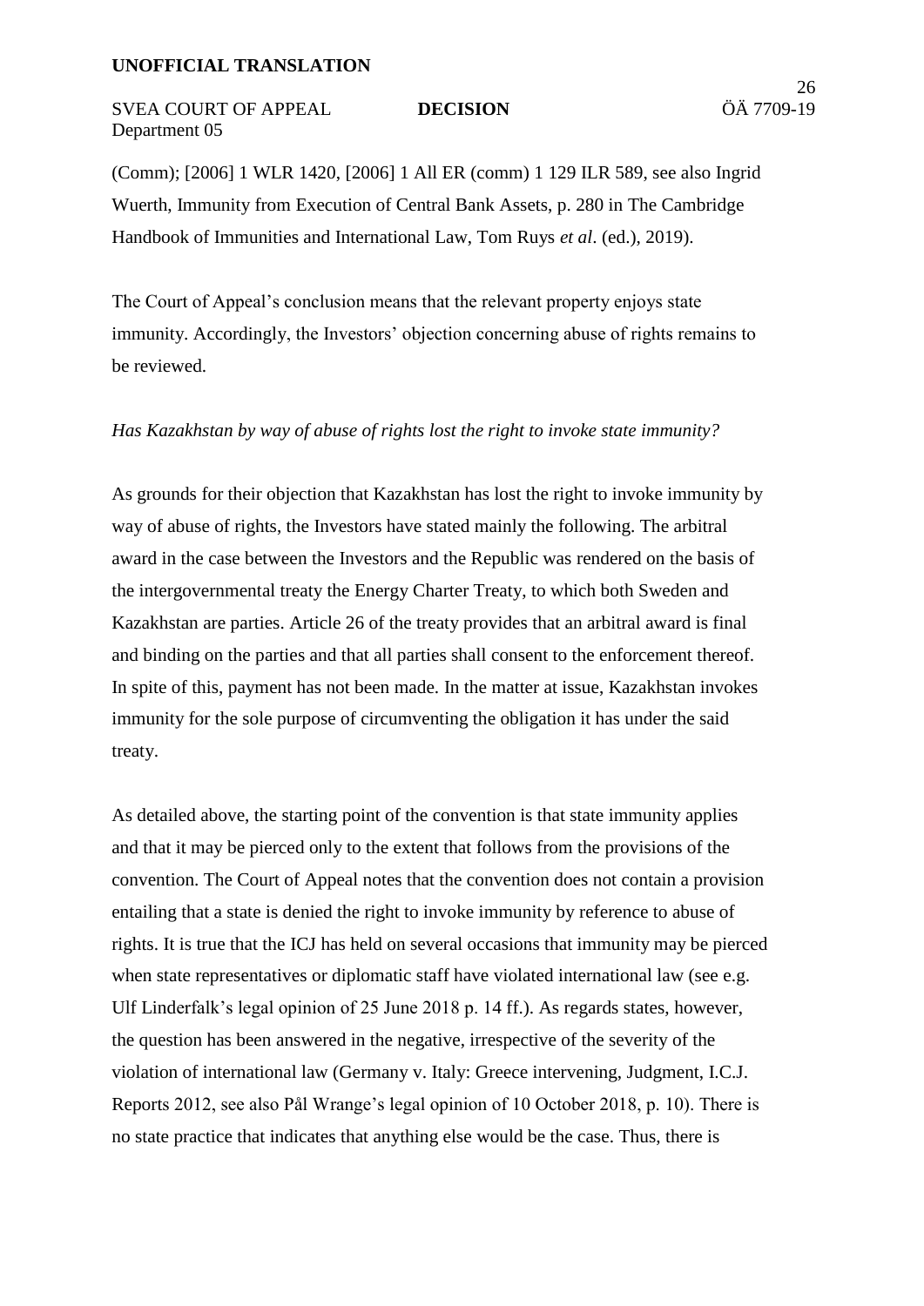(Comm); [2006] 1 WLR 1420, [2006] 1 All ER (comm) 1 129 ILR 589, see also Ingrid Wuerth, Immunity from Execution of Central Bank Assets, p. 280 in The Cambridge Handbook of Immunities and International Law, Tom Ruys *et al*. (ed.), 2019).

The Court of Appeal's conclusion means that the relevant property enjoys state immunity. Accordingly, the Investors' objection concerning abuse of rights remains to be reviewed.

*Has Kazakhstan by way of abuse of rights lost the right to invoke state immunity?*

As grounds for their objection that Kazakhstan has lost the right to invoke immunity by way of abuse of rights, the Investors have stated mainly the following. The arbitral award in the case between the Investors and the Republic was rendered on the basis of the intergovernmental treaty the Energy Charter Treaty, to which both Sweden and Kazakhstan are parties. Article 26 of the treaty provides that an arbitral award is final and binding on the parties and that all parties shall consent to the enforcement thereof. In spite of this, payment has not been made. In the matter at issue, Kazakhstan invokes immunity for the sole purpose of circumventing the obligation it has under the said treaty.

As detailed above, the starting point of the convention is that state immunity applies and that it may be pierced only to the extent that follows from the provisions of the convention. The Court of Appeal notes that the convention does not contain a provision entailing that a state is denied the right to invoke immunity by reference to abuse of rights. It is true that the ICJ has held on several occasions that immunity may be pierced when state representatives or diplomatic staff have violated international law (see e.g. Ulf Linderfalk's legal opinion of 25 June 2018 p. 14 ff.). As regards states, however, the question has been answered in the negative, irrespective of the severity of the violation of international law (Germany v. Italy: Greece intervening, Judgment, I.C.J. Reports 2012, see also Pål Wrange's legal opinion of 10 October 2018, p. 10). There is no state practice that indicates that anything else would be the case. Thus, there is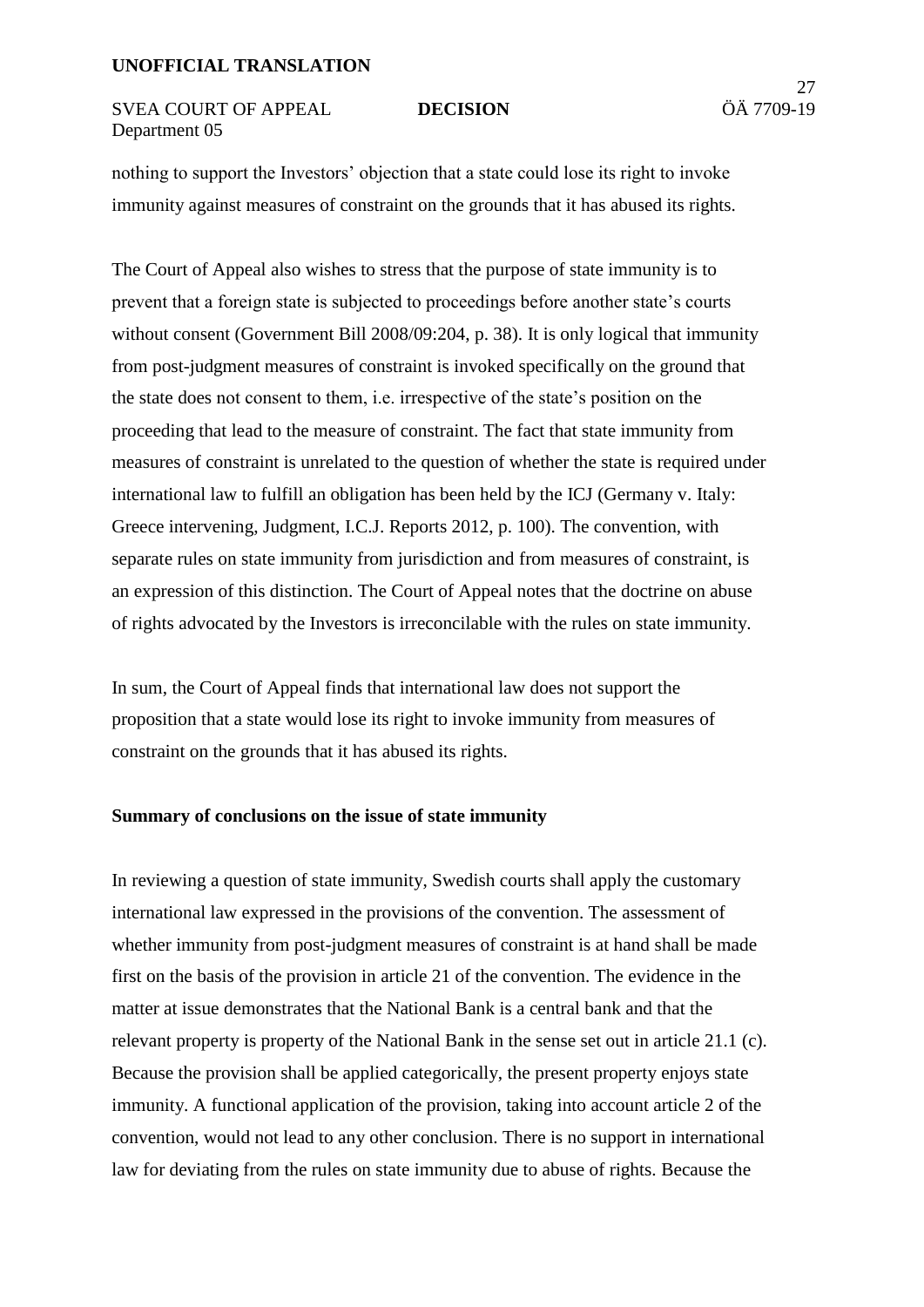nothing to support the Investors' objection that a state could lose its right to invoke immunity against measures of constraint on the grounds that it has abused its rights.

The Court of Appeal also wishes to stress that the purpose of state immunity is to prevent that a foreign state is subjected to proceedings before another state's courts without consent (Government Bill 2008/09:204, p. 38). It is only logical that immunity from post-judgment measures of constraint is invoked specifically on the ground that the state does not consent to them, i.e. irrespective of the state's position on the proceeding that lead to the measure of constraint. The fact that state immunity from measures of constraint is unrelated to the question of whether the state is required under international law to fulfill an obligation has been held by the ICJ (Germany v. Italy: Greece intervening, Judgment, I.C.J. Reports 2012, p. 100). The convention, with separate rules on state immunity from jurisdiction and from measures of constraint, is an expression of this distinction. The Court of Appeal notes that the doctrine on abuse of rights advocated by the Investors is irreconcilable with the rules on state immunity.

In sum, the Court of Appeal finds that international law does not support the proposition that a state would lose its right to invoke immunity from measures of constraint on the grounds that it has abused its rights.

**Summary of conclusions on the issue of state immunity**

In reviewing a question of state immunity, Swedish courts shall apply the customary international law expressed in the provisions of the convention. The assessment of whether immunity from post-judgment measures of constraint is at hand shall be made first on the basis of the provision in article 21 of the convention. The evidence in the matter at issue demonstrates that the National Bank is a central bank and that the relevant property is property of the National Bank in the sense set out in article 21.1 (c). Because the provision shall be applied categorically, the present property enjoys state immunity. A functional application of the provision, taking into account article 2 of the convention, would not lead to any other conclusion. There is no support in international law for deviating from the rules on state immunity due to abuse of rights. Because the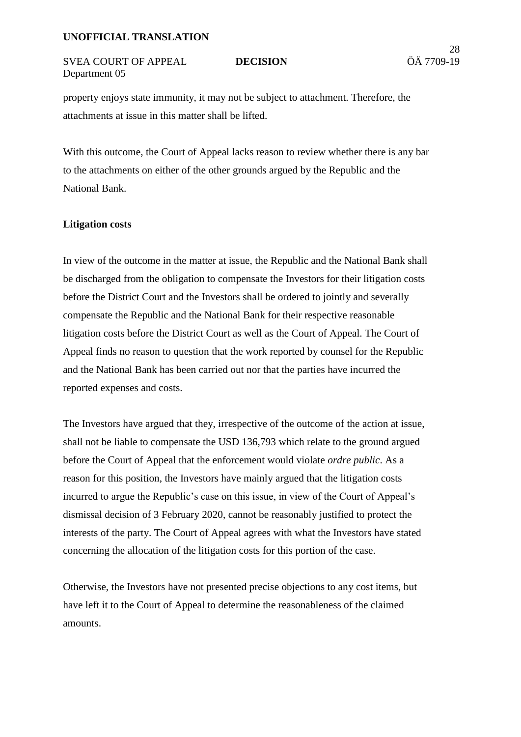property enjoys state immunity, it may not be subject to attachment. Therefore, the attachments at issue in this matter shall be lifted.

With this outcome, the Court of Appeal lacks reason to review whether there is any bar to the attachments on either of the other grounds argued by the Republic and the National Bank.

**Litigation costs**

In view of the outcome in the matter at issue, the Republic and the National Bank shall be discharged from the obligation to compensate the Investors for their litigation costs before the District Court and the Investors shall be ordered to jointly and severally compensate the Republic and the National Bank for their respective reasonable litigation costs before the District Court as well as the Court of Appeal. The Court of Appeal finds no reason to question that the work reported by counsel for the Republic and the National Bank has been carried out nor that the parties have incurred the reported expenses and costs.

The Investors have argued that they, irrespective of the outcome of the action at issue, shall not be liable to compensate the USD 136,793 which relate to the ground argued before the Court of Appeal that the enforcement would violate *ordre public*. As a reason for this position, the Investors have mainly argued that the litigation costs incurred to argue the Republic's case on this issue, in view of the Court of Appeal's dismissal decision of 3 February 2020, cannot be reasonably justified to protect the interests of the party. The Court of Appeal agrees with what the Investors have stated concerning the allocation of the litigation costs for this portion of the case.

Otherwise, the Investors have not presented precise objections to any cost items, but have left it to the Court of Appeal to determine the reasonableness of the claimed amounts.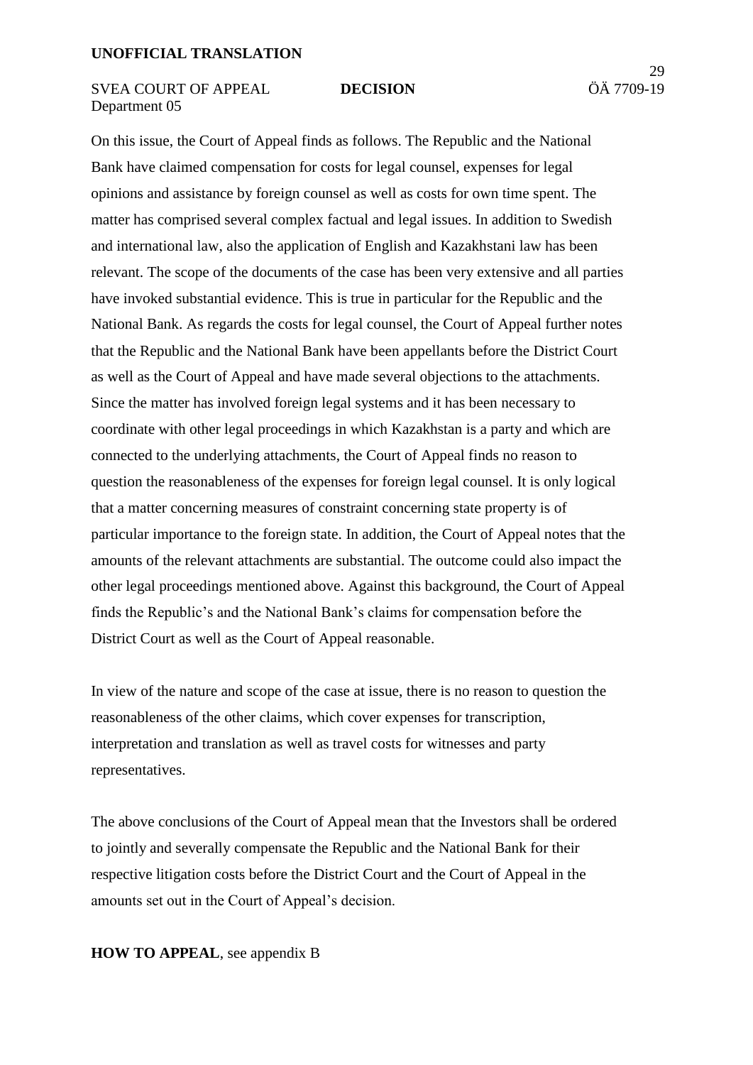On this issue, the Court of Appeal finds as follows. The Republic and the National Bank have claimed compensation for costs for legal counsel, expenses for legal opinions and assistance by foreign counsel as well as costs for own time spent. The matter has comprised several complex factual and legal issues. In addition to Swedish and international law, also the application of English and Kazakhstani law has been relevant. The scope of the documents of the case has been very extensive and all parties have invoked substantial evidence. This is true in particular for the Republic and the National Bank. As regards the costs for legal counsel, the Court of Appeal further notes that the Republic and the National Bank have been appellants before the District Court as well as the Court of Appeal and have made several objections to the attachments. Since the matter has involved foreign legal systems and it has been necessary to coordinate with other legal proceedings in which Kazakhstan is a party and which are connected to the underlying attachments, the Court of Appeal finds no reason to question the reasonableness of the expenses for foreign legal counsel. It is only logical that a matter concerning measures of constraint concerning state property is of particular importance to the foreign state. In addition, the Court of Appeal notes that the amounts of the relevant attachments are substantial. The outcome could also impact the other legal proceedings mentioned above. Against this background, the Court of Appeal finds the Republic's and the National Bank's claims for compensation before the District Court as well as the Court of Appeal reasonable.

In view of the nature and scope of the case at issue, there is no reason to question the reasonableness of the other claims, which cover expenses for transcription, interpretation and translation as well as travel costs for witnesses and party representatives.

The above conclusions of the Court of Appeal mean that the Investors shall be ordered to jointly and severally compensate the Republic and the National Bank for their respective litigation costs before the District Court and the Court of Appeal in the amounts set out in the Court of Appeal's decision.

**HOW TO APPEAL**, see appendix B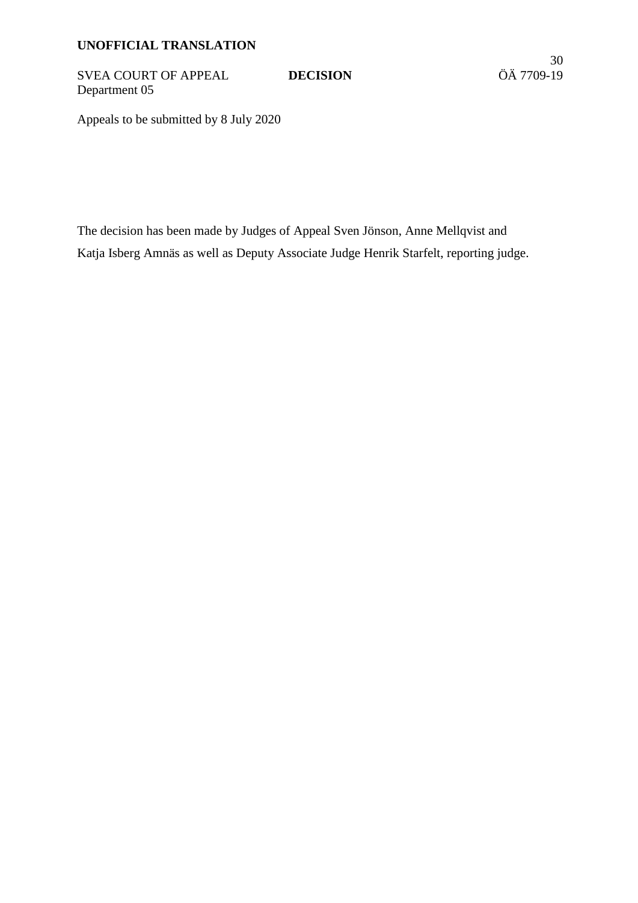Appeals to be submitted by 8 July 2020

The decision has been made by Judges of Appeal Sven Jönson, Anne Mellqvist and Katja Isberg Amnäs as well as Deputy Associate Judge Henrik Starfelt, reporting judge.